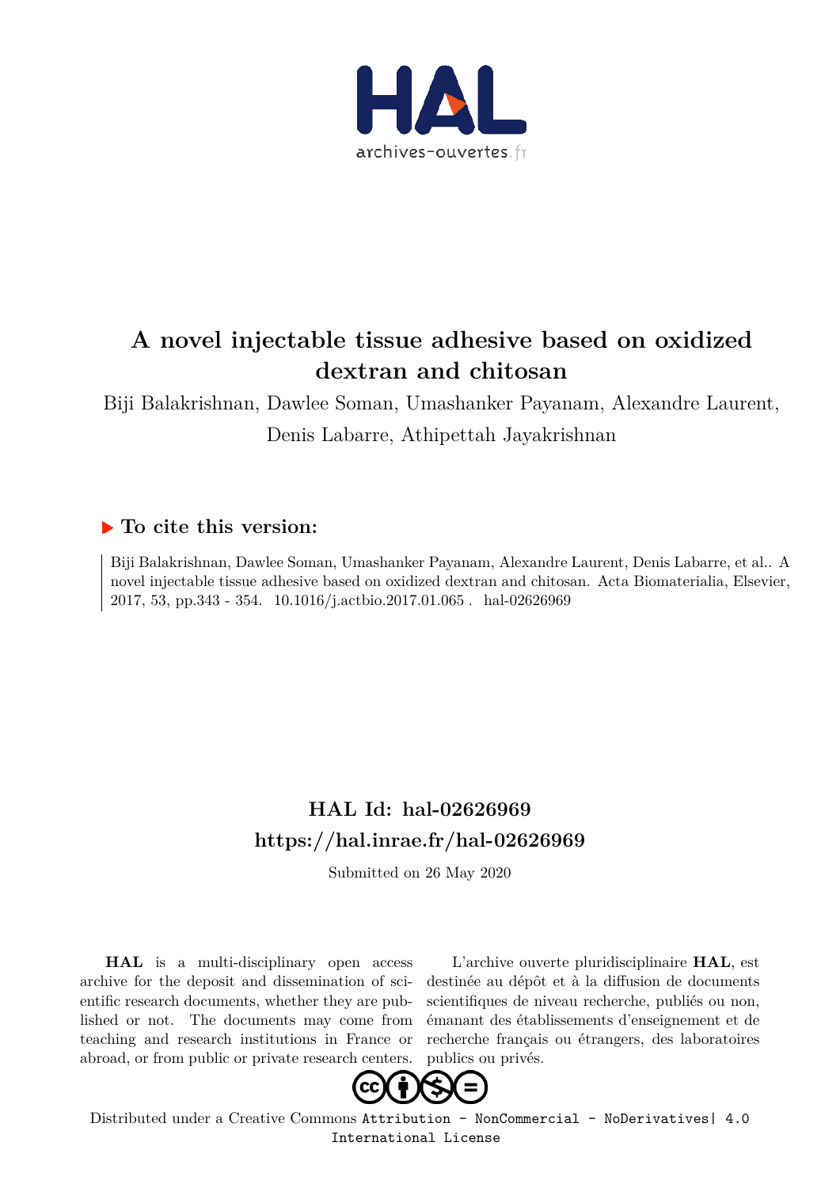# A novel injectable tissue adhesive based on oxidized dextran and chitosan

Biji Balakrishnan, Dawlee Soman, Umashanker Payanam, Alexandre Laurent, Denis Labarre, Athipettah Jayakrishnan

## To cite this version:

Biji Balakrishnan, Dawlee Soman, Umashanker Payanam, Alexandre Laurent, Denis Labarre, et al.. A novel injectable tissue adhesive based on oxidized dextran and chitosan. Acta Biomaterialia, Elsevier, 2017, 53, pp.343 - 354. 10.1016/j.actbio.2017.01.065 . hal-02626969

## HAL Id: hal-02626969
## https://hal.inrae.fr/hal-02626969

Submitted on 26 May 2020

**HAL** is a multi-disciplinary open access archive for the deposit and dissemination of scientific research documents, whether they are published or not. The documents may come from teaching and research institutions in France or abroad, or from public or private research centers.

L'archive ouverte pluridisciplinaire **HAL**, est destinée au dépôt et à la diffusion de documents scientifiques de niveau recherche, publiés ou non, émanant des établissements d'enseignement et de recherche français ou étrangers, des laboratoires publics ou privés.

Distributed under a Creative Commons Attribution - NonCommercial - NoDerivatives| 4.0 International License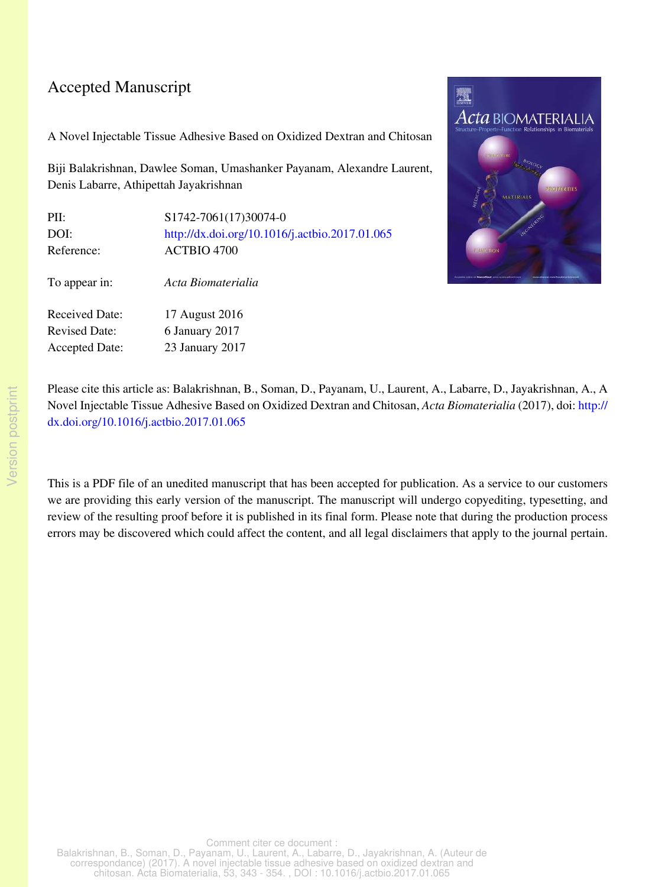Accepted Manuscript

A Novel Injectable Tissue Adhesive Based on Oxidized Dextran and Chitosan

Biji Balakrishnan, Dawlee Soman, Umashanker Payanam, Alexandre Laurent, Denis Labarre, Athipettah Jayakrishnan

| | |
|---|---|
| PII: | S1742-7061(17)30074-0 |
| DOI: | http://dx.doi.org/10.1016/j.actbio.2017.01.065 |
| Reference: | ACTBIO 4700 |
| To appear in: | *Acta Biomaterialia* |
| Received Date: | 17 August 2016 |
| Revised Date: | 6 January 2017 |
| Accepted Date: | 23 January 2017 |

Please cite this article as: Balakrishnan, B., Soman, D., Payanam, U., Laurent, A., Labarre, D., Jayakrishnan, A., A Novel Injectable Tissue Adhesive Based on Oxidized Dextran and Chitosan, *Acta Biomaterialia* (2017), doi: http://dx.doi.org/10.1016/j.actbio.2017.01.065

This is a PDF file of an unedited manuscript that has been accepted for publication. As a service to our customers we are providing this early version of the manuscript. The manuscript will undergo copyediting, typesetting, and review of the resulting proof before it is published in its final form. Please note that during the production process errors may be discovered which could affect the content, and all legal disclaimers that apply to the journal pertain.

Comment citer ce document :
Balakrishnan, B., Soman, D., Payanam, U., Laurent, A., Labarre, D., Jayakrishnan, A. (Auteur de correspondance) (2017). A novel injectable tissue adhesive based on oxidized dextran and chitosan. Acta Biomaterialia, 53, 343 - 354. , DOI : 10.1016/j.actbio.2017.01.065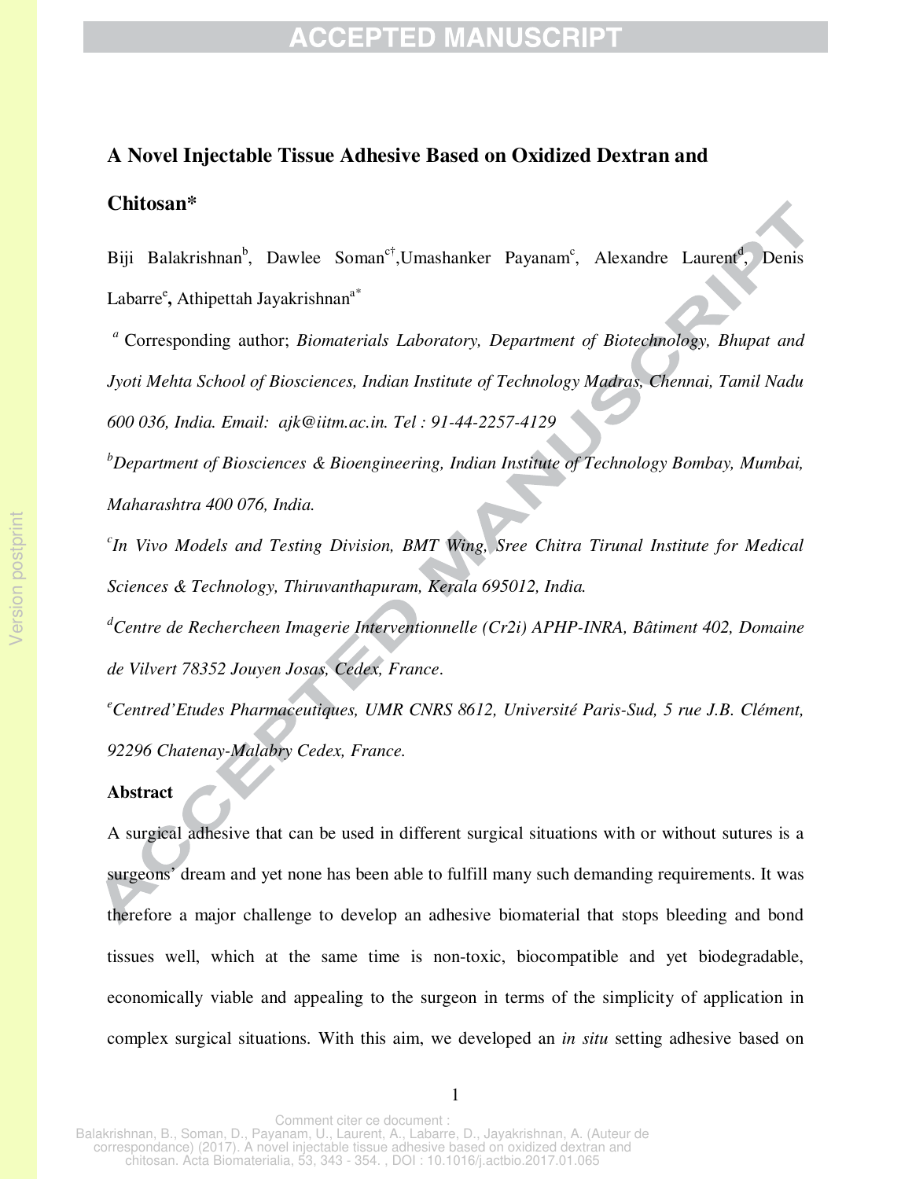# A Novel Injectable Tissue Adhesive Based on Oxidized Dextran and Chitosan*

Biji Balakrishnan[b], Dawlee Soman[c†], Umashanker Payanam[c], Alexandre Laurent[d], Denis Labarre[e], Athipettah Jayakrishnan[a*]

[a] Corresponding author; *Biomaterials Laboratory, Department of Biotechnology, Bhupat and Jyoti Mehta School of Biosciences, Indian Institute of Technology Madras, Chennai, Tamil Nadu 600 036, India. Email: ajk@iitm.ac.in. Tel : 91-44-2257-4129*

[b]*Department of Biosciences & Bioengineering, Indian Institute of Technology Bombay, Mumbai, Maharashtra 400 076, India.*

[c]*In Vivo Models and Testing Division, BMT Wing, Sree Chitra Tirunal Institute for Medical Sciences & Technology, Thiruvanthapuram, Kerala 695012, India.*

[d]*Centre de Rechercheen Imagerie Interventionnelle (Cr2i) APHP-INRA, Bâtiment 402, Domaine de Vilvert 78352 Jouyen Josas, Cedex, France.*

[e]*Centred'Etudes Pharmaceutiques, UMR CNRS 8612, Université Paris-Sud, 5 rue J.B. Clément, 92296 Chatenay-Malabry Cedex, France.*

## Abstract

A surgical adhesive that can be used in different surgical situations with or without sutures is a surgeons' dream and yet none has been able to fulfill many such demanding requirements. It was therefore a major challenge to develop an adhesive biomaterial that stops bleeding and bond tissues well, which at the same time is non-toxic, biocompatible and yet biodegradable, economically viable and appealing to the surgeon in terms of the simplicity of application in complex surgical situations. With this aim, we developed an *in situ* setting adhesive based on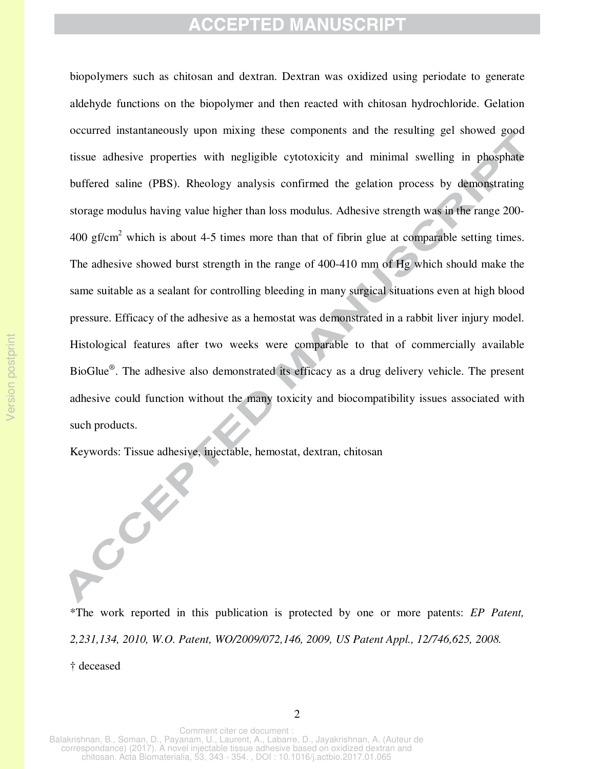biopolymers such as chitosan and dextran. Dextran was oxidized using periodate to generate aldehyde functions on the biopolymer and then reacted with chitosan hydrochloride. Gelation occurred instantaneously upon mixing these components and the resulting gel showed good tissue adhesive properties with negligible cytotoxicity and minimal swelling in phosphate buffered saline (PBS). Rheology analysis confirmed the gelation process by demonstrating storage modulus having value higher than loss modulus. Adhesive strength was in the range 200-400 gf/cm$^2$ which is about 4-5 times more than that of fibrin glue at comparable setting times. The adhesive showed burst strength in the range of 400-410 mm of Hg which should make the same suitable as a sealant for controlling bleeding in many surgical situations even at high blood pressure. Efficacy of the adhesive as a hemostat was demonstrated in a rabbit liver injury model. Histological features after two weeks were comparable to that of commercially available BioGlue®. The adhesive also demonstrated its efficacy as a drug delivery vehicle. The present adhesive could function without the many toxicity and biocompatibility issues associated with such products.

Keywords: Tissue adhesive, injectable, hemostat, dextran, chitosan

*The work reported in this publication is protected by one or more patents: *EP Patent, 2,231,134, 2010, W.O. Patent, WO/2009/072,146, 2009, US Patent Appl., 12/746,625, 2008.*

† deceased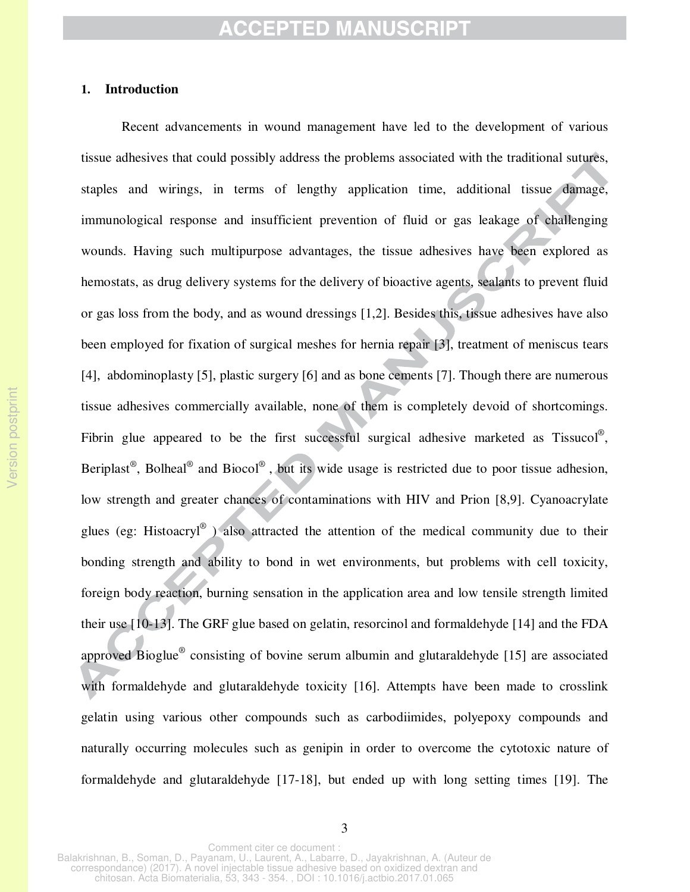## 1. Introduction

Recent advancements in wound management have led to the development of various tissue adhesives that could possibly address the problems associated with the traditional sutures, staples and wirings, in terms of lengthy application time, additional tissue damage, immunological response and insufficient prevention of fluid or gas leakage of challenging wounds. Having such multipurpose advantages, the tissue adhesives have been explored as hemostats, as drug delivery systems for the delivery of bioactive agents, sealants to prevent fluid or gas loss from the body, and as wound dressings [1,2]. Besides this, tissue adhesives have also been employed for fixation of surgical meshes for hernia repair [3], treatment of meniscus tears [4], abdominoplasty [5], plastic surgery [6] and as bone cements [7]. Though there are numerous tissue adhesives commercially available, none of them is completely devoid of shortcomings. Fibrin glue appeared to be the first successful surgical adhesive marketed as Tissucol®, Beriplast®, Bolheal® and Biocol® , but its wide usage is restricted due to poor tissue adhesion, low strength and greater chances of contaminations with HIV and Prion [8,9]. Cyanoacrylate glues (eg: Histoacryl® ) also attracted the attention of the medical community due to their bonding strength and ability to bond in wet environments, but problems with cell toxicity, foreign body reaction, burning sensation in the application area and low tensile strength limited their use [10-13]. The GRF glue based on gelatin, resorcinol and formaldehyde [14] and the FDA approved Bioglue® consisting of bovine serum albumin and glutaraldehyde [15] are associated with formaldehyde and glutaraldehyde toxicity [16]. Attempts have been made to crosslink gelatin using various other compounds such as carbodiimides, polyepoxy compounds and naturally occurring molecules such as genipin in order to overcome the cytotoxic nature of formaldehyde and glutaraldehyde [17-18], but ended up with long setting times [19]. The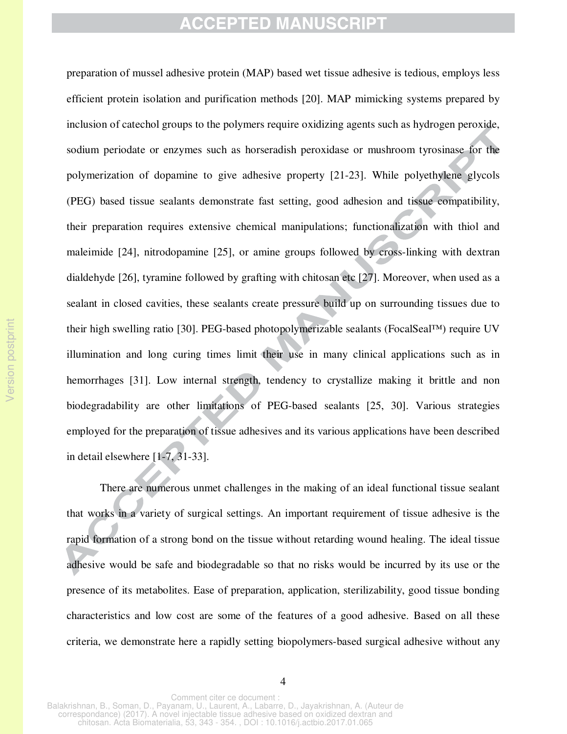preparation of mussel adhesive protein (MAP) based wet tissue adhesive is tedious, employs less efficient protein isolation and purification methods [20]. MAP mimicking systems prepared by inclusion of catechol groups to the polymers require oxidizing agents such as hydrogen peroxide, sodium periodate or enzymes such as horseradish peroxidase or mushroom tyrosinase for the polymerization of dopamine to give adhesive property [21-23]. While polyethylene glycols (PEG) based tissue sealants demonstrate fast setting, good adhesion and tissue compatibility, their preparation requires extensive chemical manipulations; functionalization with thiol and maleimide [24], nitrodopamine [25], or amine groups followed by cross-linking with dextran dialdehyde [26], tyramine followed by grafting with chitosan etc [27]. Moreover, when used as a sealant in closed cavities, these sealants create pressure build up on surrounding tissues due to their high swelling ratio [30]. PEG-based photopolymerizable sealants (FocalSeal™) require UV illumination and long curing times limit their use in many clinical applications such as in hemorrhages [31]. Low internal strength, tendency to crystallize making it brittle and non biodegradability are other limitations of PEG-based sealants [25, 30]. Various strategies employed for the preparation of tissue adhesives and its various applications have been described in detail elsewhere [1-7, 31-33].

There are numerous unmet challenges in the making of an ideal functional tissue sealant that works in a variety of surgical settings. An important requirement of tissue adhesive is the rapid formation of a strong bond on the tissue without retarding wound healing. The ideal tissue adhesive would be safe and biodegradable so that no risks would be incurred by its use or the presence of its metabolites. Ease of preparation, application, sterilizability, good tissue bonding characteristics and low cost are some of the features of a good adhesive. Based on all these criteria, we demonstrate here a rapidly setting biopolymers-based surgical adhesive without any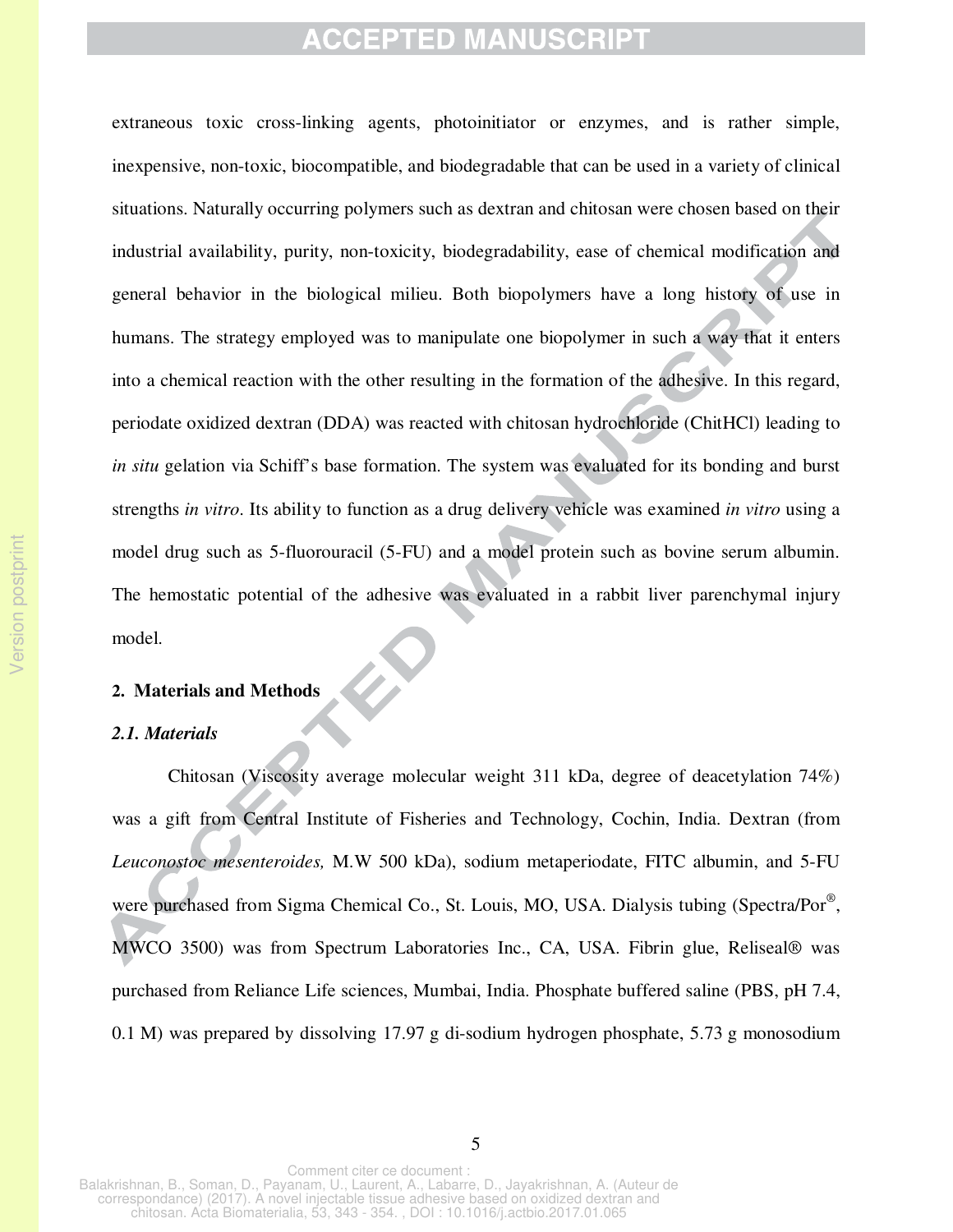extraneous toxic cross-linking agents, photoinitiator or enzymes, and is rather simple, inexpensive, non-toxic, biocompatible, and biodegradable that can be used in a variety of clinical situations. Naturally occurring polymers such as dextran and chitosan were chosen based on their industrial availability, purity, non-toxicity, biodegradability, ease of chemical modification and general behavior in the biological milieu. Both biopolymers have a long history of use in humans. The strategy employed was to manipulate one biopolymer in such a way that it enters into a chemical reaction with the other resulting in the formation of the adhesive. In this regard, periodate oxidized dextran (DDA) was reacted with chitosan hydrochloride (ChitHCl) leading to *in situ* gelation via Schiff's base formation. The system was evaluated for its bonding and burst strengths *in vitro*. Its ability to function as a drug delivery vehicle was examined *in vitro* using a model drug such as 5-fluorouracil (5-FU) and a model protein such as bovine serum albumin. The hemostatic potential of the adhesive was evaluated in a rabbit liver parenchymal injury model.

## 2. Materials and Methods

### *2.1. Materials*

Chitosan (Viscosity average molecular weight 311 kDa, degree of deacetylation 74%) was a gift from Central Institute of Fisheries and Technology, Cochin, India. Dextran (from *Leuconostoc mesenteroides,* M.W 500 kDa), sodium metaperiodate, FITC albumin, and 5-FU were purchased from Sigma Chemical Co., St. Louis, MO, USA. Dialysis tubing (Spectra/Por®, MWCO 3500) was from Spectrum Laboratories Inc., CA, USA. Fibrin glue, Reliseal® was purchased from Reliance Life sciences, Mumbai, India. Phosphate buffered saline (PBS, pH 7.4, 0.1 M) was prepared by dissolving 17.97 g di-sodium hydrogen phosphate, 5.73 g monosodium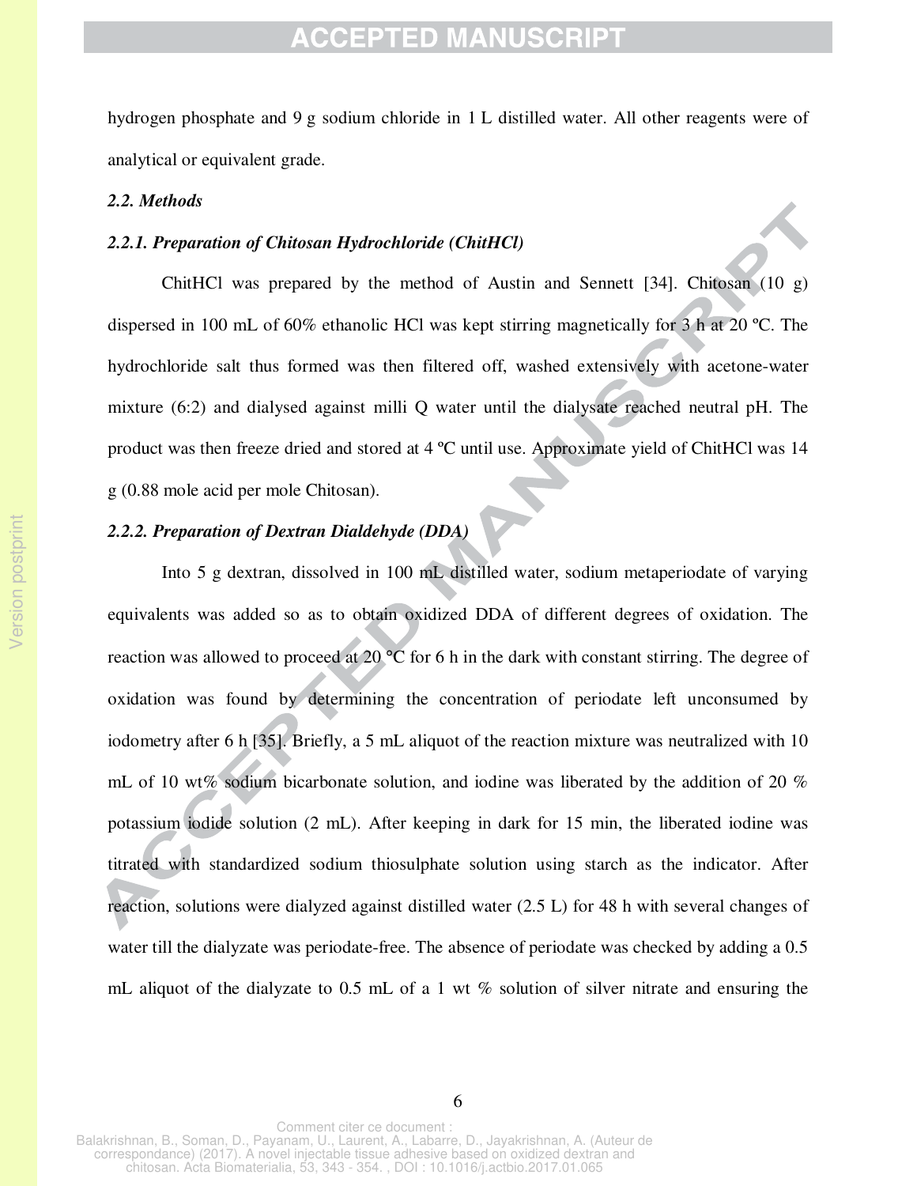hydrogen phosphate and 9 g sodium chloride in 1 L distilled water. All other reagents were of analytical or equivalent grade.

***2.2. Methods***

***2.2.1. Preparation of Chitosan Hydrochloride (ChitHCl)***

ChitHCl was prepared by the method of Austin and Sennett [34]. Chitosan (10 g) dispersed in 100 mL of 60% ethanolic HCl was kept stirring magnetically for 3 h at 20 ºC. The hydrochloride salt thus formed was then filtered off, washed extensively with acetone-water mixture (6:2) and dialysed against milli Q water until the dialysate reached neutral pH. The product was then freeze dried and stored at 4 ºC until use. Approximate yield of ChitHCl was 14 g (0.88 mole acid per mole Chitosan).

***2.2.2. Preparation of Dextran Dialdehyde (DDA)***

Into 5 g dextran, dissolved in 100 mL distilled water, sodium metaperiodate of varying equivalents was added so as to obtain oxidized DDA of different degrees of oxidation. The reaction was allowed to proceed at 20 °C for 6 h in the dark with constant stirring. The degree of oxidation was found by determining the concentration of periodate left unconsumed by iodometry after 6 h [35]. Briefly, a 5 mL aliquot of the reaction mixture was neutralized with 10 mL of 10 wt% sodium bicarbonate solution, and iodine was liberated by the addition of 20 % potassium iodide solution (2 mL). After keeping in dark for 15 min, the liberated iodine was titrated with standardized sodium thiosulphate solution using starch as the indicator. After reaction, solutions were dialyzed against distilled water (2.5 L) for 48 h with several changes of water till the dialyzate was periodate-free. The absence of periodate was checked by adding a 0.5 mL aliquot of the dialyzate to 0.5 mL of a 1 wt % solution of silver nitrate and ensuring the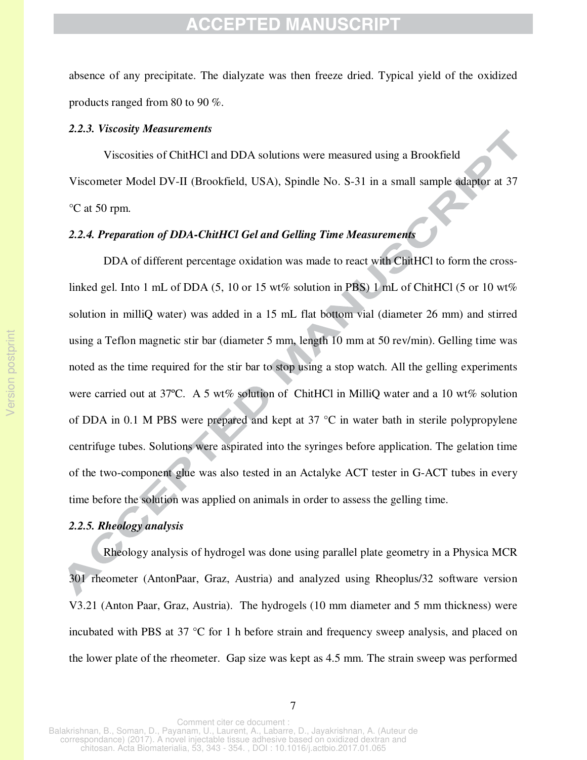absence of any precipitate. The dialyzate was then freeze dried. Typical yield of the oxidized products ranged from 80 to 90 %.

### *2.2.3. Viscosity Measurements*

Viscosities of ChitHCl and DDA solutions were measured using a Brookfield Viscometer Model DV-II (Brookfield, USA), Spindle No. S-31 in a small sample adaptor at 37 °C at 50 rpm.

### *2.2.4. Preparation of DDA-ChitHCl Gel and Gelling Time Measurements*

DDA of different percentage oxidation was made to react with ChitHCl to form the cross-linked gel. Into 1 mL of DDA (5, 10 or 15 wt% solution in PBS) 1 mL of ChitHCl (5 or 10 wt% solution in milliQ water) was added in a 15 mL flat bottom vial (diameter 26 mm) and stirred using a Teflon magnetic stir bar (diameter 5 mm, length 10 mm at 50 rev/min). Gelling time was noted as the time required for the stir bar to stop using a stop watch. All the gelling experiments were carried out at 37ºC. A 5 wt% solution of ChitHCl in MilliQ water and a 10 wt% solution of DDA in 0.1 M PBS were prepared and kept at 37 °C in water bath in sterile polypropylene centrifuge tubes. Solutions were aspirated into the syringes before application. The gelation time of the two-component glue was also tested in an Actalyke ACT tester in G-ACT tubes in every time before the solution was applied on animals in order to assess the gelling time.

### *2.2.5. Rheology analysis*

Rheology analysis of hydrogel was done using parallel plate geometry in a Physica MCR 301 rheometer (AntonPaar, Graz, Austria) and analyzed using Rheoplus/32 software version V3.21 (Anton Paar, Graz, Austria). The hydrogels (10 mm diameter and 5 mm thickness) were incubated with PBS at 37 °C for 1 h before strain and frequency sweep analysis, and placed on the lower plate of the rheometer. Gap size was kept as 4.5 mm. The strain sweep was performed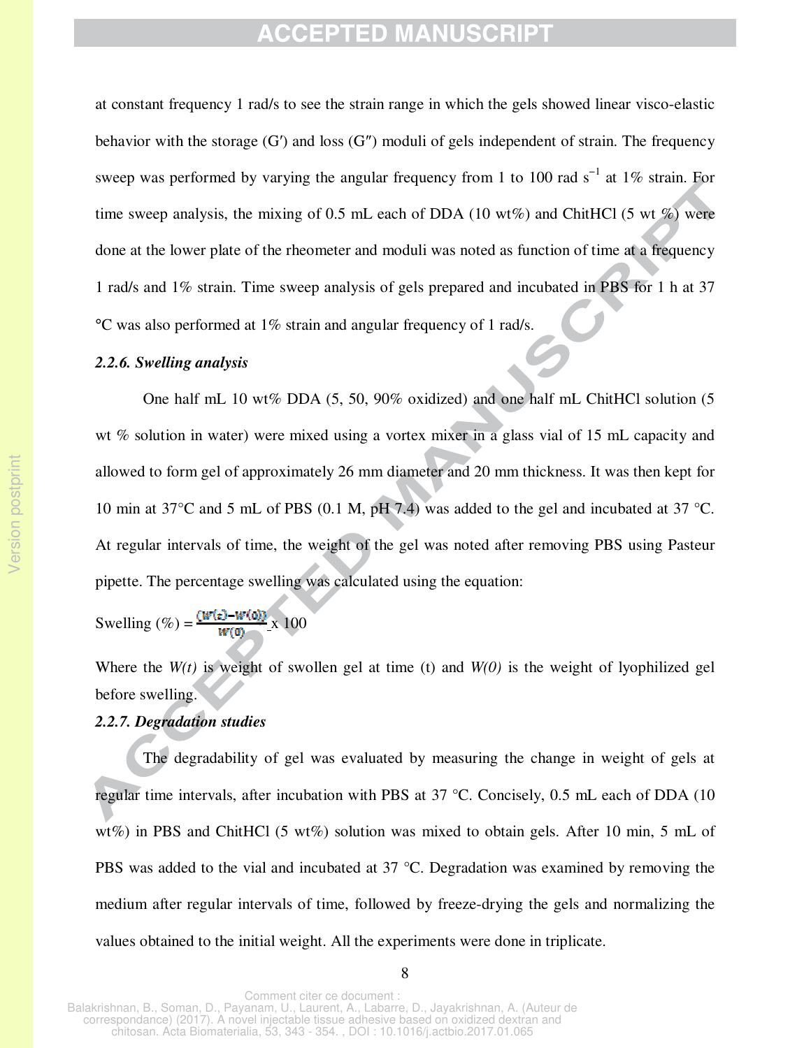at constant frequency 1 rad/s to see the strain range in which the gels showed linear visco-elastic behavior with the storage (G′) and loss (G″) moduli of gels independent of strain. The frequency sweep was performed by varying the angular frequency from 1 to 100 rad $s^{-1}$ at 1% strain. For time sweep analysis, the mixing of 0.5 mL each of DDA (10 wt%) and ChitHCl (5 wt %) were done at the lower plate of the rheometer and moduli was noted as function of time at a frequency 1 rad/s and 1% strain. Time sweep analysis of gels prepared and incubated in PBS for 1 h at 37 °C was also performed at 1% strain and angular frequency of 1 rad/s.

#### *2.2.6. Swelling analysis*

One half mL 10 wt% DDA (5, 50, 90% oxidized) and one half mL ChitHCl solution (5 wt % solution in water) were mixed using a vortex mixer in a glass vial of 15 mL capacity and allowed to form gel of approximately 26 mm diameter and 20 mm thickness. It was then kept for 10 min at 37°C and 5 mL of PBS (0.1 M, pH 7.4) was added to the gel and incubated at 37 °C. At regular intervals of time, the weight of the gel was noted after removing PBS using Pasteur pipette. The percentage swelling was calculated using the equation:

$$\text{Swelling (\%)} = \frac{(W(t) - W(0))}{W(0)} \times 100$$

Where the *W(t)* is weight of swollen gel at time (t) and *W(0)* is the weight of lyophilized gel before swelling.

#### *2.2.7. Degradation studies*

The degradability of gel was evaluated by measuring the change in weight of gels at regular time intervals, after incubation with PBS at 37 °C. Concisely, 0.5 mL each of DDA (10 wt%) in PBS and ChitHCl (5 wt%) solution was mixed to obtain gels. After 10 min, 5 mL of PBS was added to the vial and incubated at 37 °C. Degradation was examined by removing the medium after regular intervals of time, followed by freeze-drying the gels and normalizing the values obtained to the initial weight. All the experiments were done in triplicate.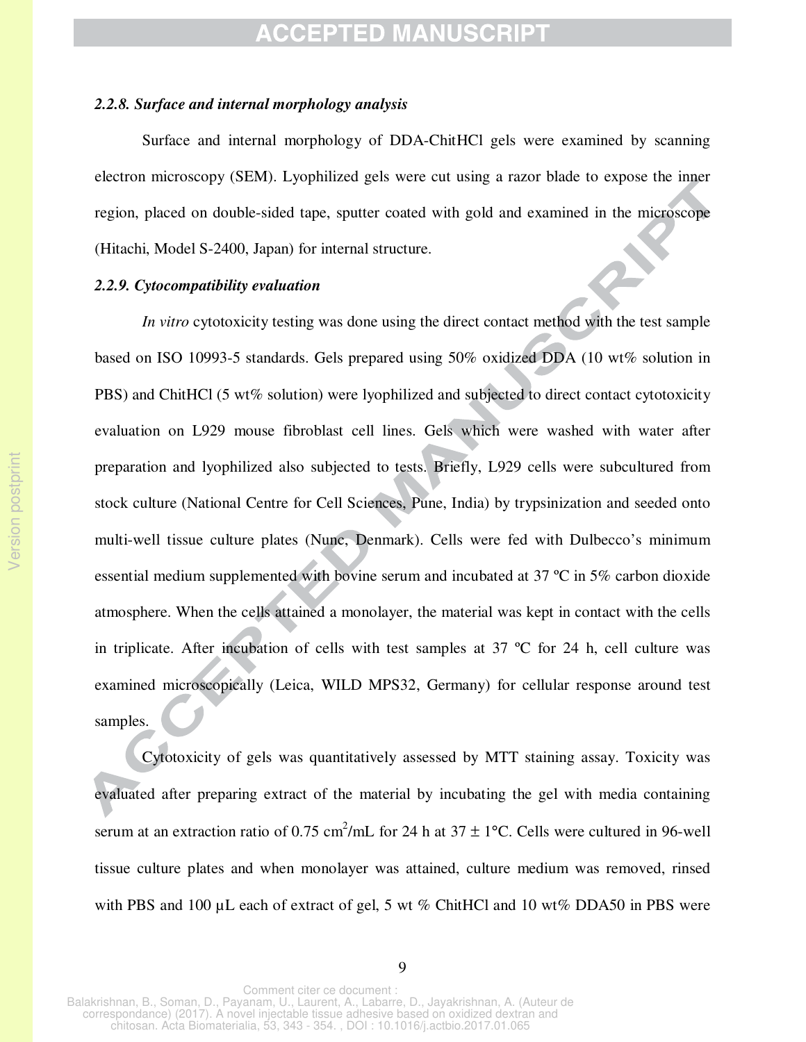### *2.2.8. Surface and internal morphology analysis*

Surface and internal morphology of DDA-ChitHCl gels were examined by scanning electron microscopy (SEM). Lyophilized gels were cut using a razor blade to expose the inner region, placed on double-sided tape, sputter coated with gold and examined in the microscope (Hitachi, Model S-2400, Japan) for internal structure.

### *2.2.9. Cytocompatibility evaluation*

*In vitro* cytotoxicity testing was done using the direct contact method with the test sample based on ISO 10993-5 standards. Gels prepared using 50% oxidized DDA (10 wt% solution in PBS) and ChitHCl (5 wt% solution) were lyophilized and subjected to direct contact cytotoxicity evaluation on L929 mouse fibroblast cell lines. Gels which were washed with water after preparation and lyophilized also subjected to tests. Briefly, L929 cells were subcultured from stock culture (National Centre for Cell Sciences, Pune, India) by trypsinization and seeded onto multi-well tissue culture plates (Nunc, Denmark). Cells were fed with Dulbecco's minimum essential medium supplemented with bovine serum and incubated at 37 ºC in 5% carbon dioxide atmosphere. When the cells attained a monolayer, the material was kept in contact with the cells in triplicate. After incubation of cells with test samples at 37 ºC for 24 h, cell culture was examined microscopically (Leica, WILD MPS32, Germany) for cellular response around test samples.

Cytotoxicity of gels was quantitatively assessed by MTT staining assay. Toxicity was evaluated after preparing extract of the material by incubating the gel with media containing serum at an extraction ratio of 0.75 $cm^2$/mL for 24 h at $37 \pm 1$°C. Cells were cultured in 96-well tissue culture plates and when monolayer was attained, culture medium was removed, rinsed with PBS and 100 µL each of extract of gel, 5 wt % ChitHCl and 10 wt% DDA50 in PBS were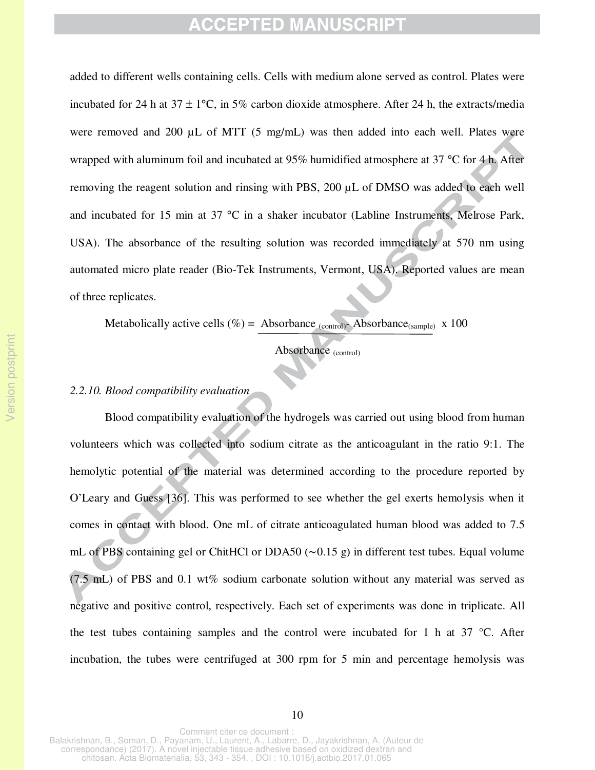added to different wells containing cells. Cells with medium alone served as control. Plates were incubated for 24 h at 37 ± 1°C, in 5% carbon dioxide atmosphere. After 24 h, the extracts/media were removed and 200 µL of MTT (5 mg/mL) was then added into each well. Plates were wrapped with aluminum foil and incubated at 95% humidified atmosphere at 37 °C for 4 h. After removing the reagent solution and rinsing with PBS, 200 µL of DMSO was added to each well and incubated for 15 min at 37 °C in a shaker incubator (Labline Instruments, Melrose Park, USA). The absorbance of the resulting solution was recorded immediately at 570 nm using automated micro plate reader (Bio-Tek Instruments, Vermont, USA). Reported values are mean of three replicates.

$$\text{Metabolically active cells (\%)} = \frac{\text{Absorbance}_{(control)} - \text{Absorbance}_{(sample)}}{\text{Absorbance}_{(control)}} \times 100$$

*2.2.10. Blood compatibility evaluation*

Blood compatibility evaluation of the hydrogels was carried out using blood from human volunteers which was collected into sodium citrate as the anticoagulant in the ratio 9:1. The hemolytic potential of the material was determined according to the procedure reported by O'Leary and Guess [36]. This was performed to see whether the gel exerts hemolysis when it comes in contact with blood. One mL of citrate anticoagulated human blood was added to 7.5 mL of PBS containing gel or ChitHCl or DDA50 (~0.15 g) in different test tubes. Equal volume (7.5 mL) of PBS and 0.1 wt% sodium carbonate solution without any material was served as negative and positive control, respectively. Each set of experiments was done in triplicate. All the test tubes containing samples and the control were incubated for 1 h at 37 °C. After incubation, the tubes were centrifuged at 300 rpm for 5 min and percentage hemolysis was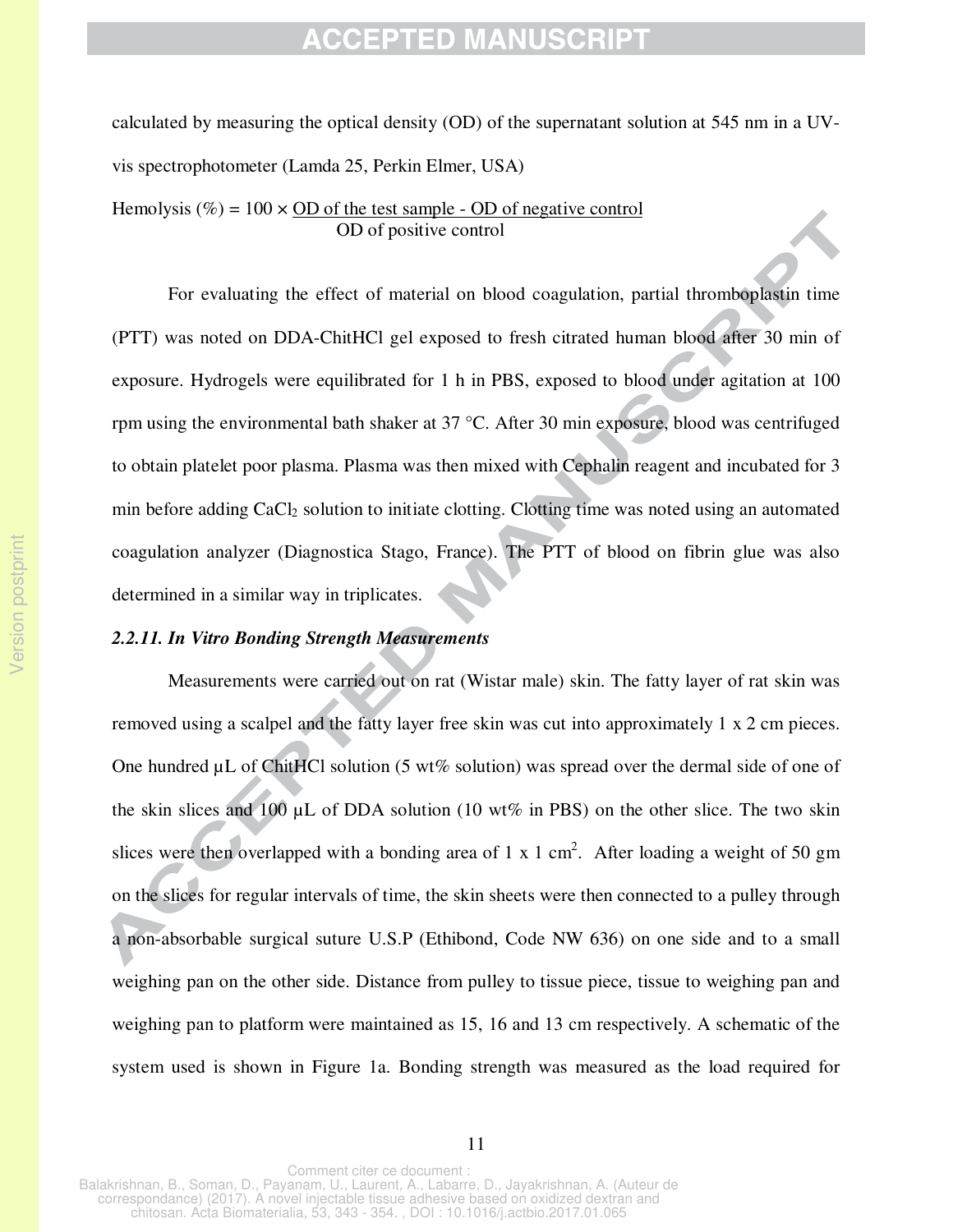calculated by measuring the optical density (OD) of the supernatant solution at 545 nm in a UV-vis spectrophotometer (Lamda 25, Perkin Elmer, USA)

$$\text{Hemolysis (\%)} = 100 \times \frac{\text{OD of the test sample - OD of negative control}}{\text{OD of positive control}}$$

For evaluating the effect of material on blood coagulation, partial thromboplastin time (PTT) was noted on DDA-ChitHCl gel exposed to fresh citrated human blood after 30 min of exposure. Hydrogels were equilibrated for 1 h in PBS, exposed to blood under agitation at 100 rpm using the environmental bath shaker at 37 °C. After 30 min exposure, blood was centrifuged to obtain platelet poor plasma. Plasma was then mixed with Cephalin reagent and incubated for 3 min before adding $CaCl_2$ solution to initiate clotting. Clotting time was noted using an automated coagulation analyzer (Diagnostica Stago, France). The PTT of blood on fibrin glue was also determined in a similar way in triplicates.

### *2.2.11. In Vitro Bonding Strength Measurements*

Measurements were carried out on rat (Wistar male) skin. The fatty layer of rat skin was removed using a scalpel and the fatty layer free skin was cut into approximately 1 x 2 cm pieces. One hundred µL of ChitHCl solution (5 wt% solution) was spread over the dermal side of one of the skin slices and 100 µL of DDA solution (10 wt% in PBS) on the other slice. The two skin slices were then overlapped with a bonding area of 1 x 1 $cm^2$. After loading a weight of 50 gm on the slices for regular intervals of time, the skin sheets were then connected to a pulley through a non-absorbable surgical suture U.S.P (Ethibond, Code NW 636) on one side and to a small weighing pan on the other side. Distance from pulley to tissue piece, tissue to weighing pan and weighing pan to platform were maintained as 15, 16 and 13 cm respectively. A schematic of the system used is shown in Figure 1a. Bonding strength was measured as the load required for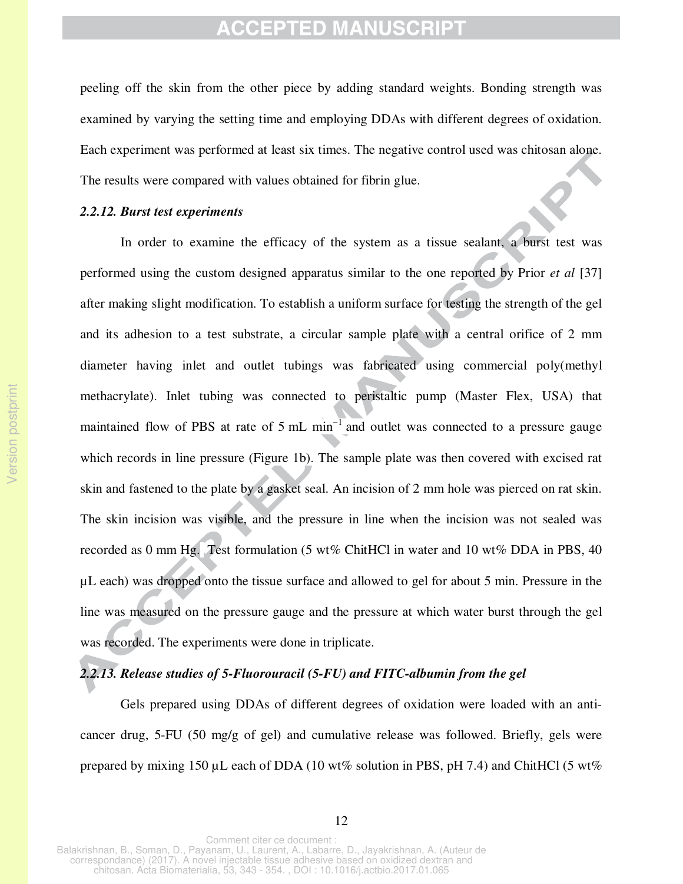peeling off the skin from the other piece by adding standard weights. Bonding strength was examined by varying the setting time and employing DDAs with different degrees of oxidation. Each experiment was performed at least six times. The negative control used was chitosan alone. The results were compared with values obtained for fibrin glue.

### *2.2.12. Burst test experiments*

In order to examine the efficacy of the system as a tissue sealant, a burst test was performed using the custom designed apparatus similar to the one reported by Prior *et al* [37] after making slight modification. To establish a uniform surface for testing the strength of the gel and its adhesion to a test substrate, a circular sample plate with a central orifice of 2 mm diameter having inlet and outlet tubings was fabricated using commercial poly(methyl methacrylate). Inlet tubing was connected to peristaltic pump (Master Flex, USA) that maintained flow of PBS at rate of 5 mL $min^{-1}$ and outlet was connected to a pressure gauge which records in line pressure (Figure 1b). The sample plate was then covered with excised rat skin and fastened to the plate by a gasket seal. An incision of 2 mm hole was pierced on rat skin. The skin incision was visible, and the pressure in line when the incision was not sealed was recorded as 0 mm Hg. Test formulation (5 wt% ChitHCl in water and 10 wt% DDA in PBS, 40 µL each) was dropped onto the tissue surface and allowed to gel for about 5 min. Pressure in the line was measured on the pressure gauge and the pressure at which water burst through the gel was recorded. The experiments were done in triplicate.

### *2.2.13. Release studies of 5-Fluorouracil (5-FU) and FITC-albumin from the gel*

Gels prepared using DDAs of different degrees of oxidation were loaded with an anti-cancer drug, 5-FU (50 mg/g of gel) and cumulative release was followed. Briefly, gels were prepared by mixing 150 µL each of DDA (10 wt% solution in PBS, pH 7.4) and ChitHCl (5 wt%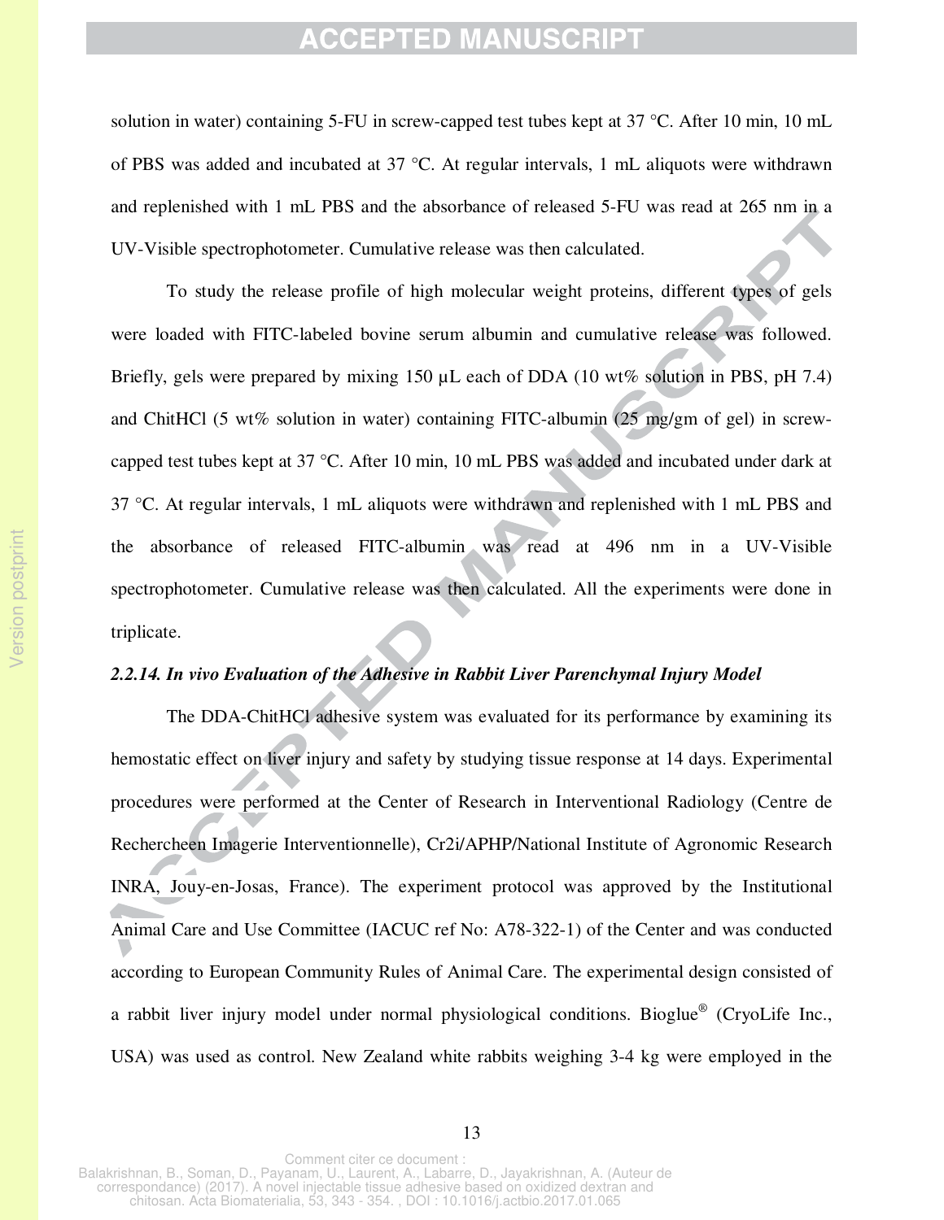solution in water) containing 5-FU in screw-capped test tubes kept at 37 °C. After 10 min, 10 mL of PBS was added and incubated at 37 °C. At regular intervals, 1 mL aliquots were withdrawn and replenished with 1 mL PBS and the absorbance of released 5-FU was read at 265 nm in a UV-Visible spectrophotometer. Cumulative release was then calculated.

To study the release profile of high molecular weight proteins, different types of gels were loaded with FITC-labeled bovine serum albumin and cumulative release was followed. Briefly, gels were prepared by mixing 150 µL each of DDA (10 wt% solution in PBS, pH 7.4) and ChitHCl (5 wt% solution in water) containing FITC-albumin (25 mg/gm of gel) in screw-capped test tubes kept at 37 °C. After 10 min, 10 mL PBS was added and incubated under dark at 37 °C. At regular intervals, 1 mL aliquots were withdrawn and replenished with 1 mL PBS and the absorbance of released FITC-albumin was read at 496 nm in a UV-Visible spectrophotometer. Cumulative release was then calculated. All the experiments were done in triplicate.

### *2.2.14. In vivo Evaluation of the Adhesive in Rabbit Liver Parenchymal Injury Model*

The DDA-ChitHCl adhesive system was evaluated for its performance by examining its hemostatic effect on liver injury and safety by studying tissue response at 14 days. Experimental procedures were performed at the Center of Research in Interventional Radiology (Centre de Rechercheen Imagerie Interventionnelle), Cr2i/APHP/National Institute of Agronomic Research INRA, Jouy-en-Josas, France). The experiment protocol was approved by the Institutional Animal Care and Use Committee (IACUC ref No: A78-322-1) of the Center and was conducted according to European Community Rules of Animal Care. The experimental design consisted of a rabbit liver injury model under normal physiological conditions. Bioglue® (CryoLife Inc., USA) was used as control. New Zealand white rabbits weighing 3-4 kg were employed in the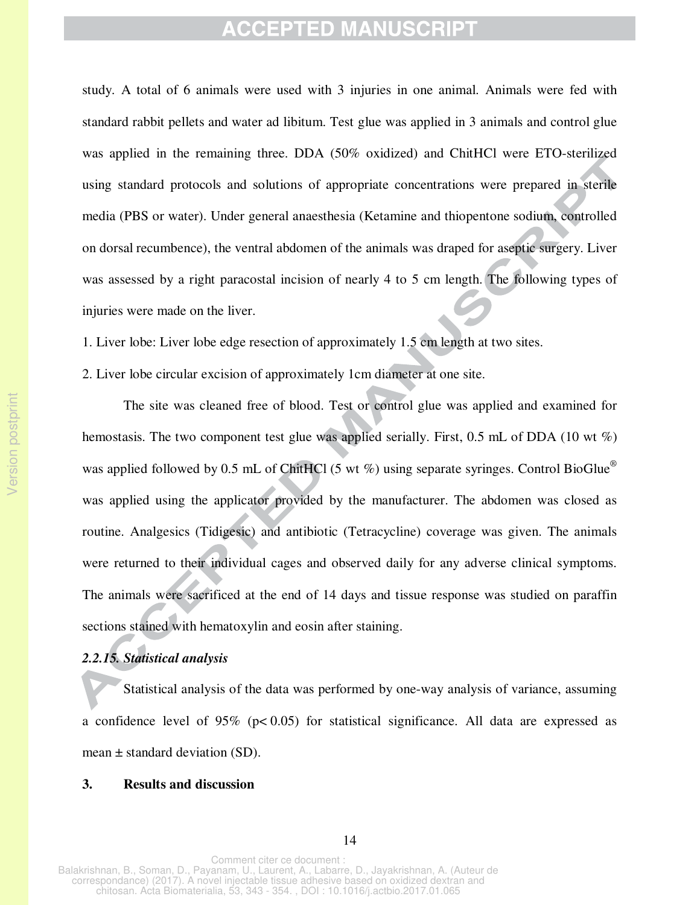study. A total of 6 animals were used with 3 injuries in one animal. Animals were fed with standard rabbit pellets and water ad libitum. Test glue was applied in 3 animals and control glue was applied in the remaining three. DDA (50% oxidized) and ChitHCl were ETO-sterilized using standard protocols and solutions of appropriate concentrations were prepared in sterile media (PBS or water). Under general anaesthesia (Ketamine and thiopentone sodium, controlled on dorsal recumbence), the ventral abdomen of the animals was draped for aseptic surgery. Liver was assessed by a right paracostal incision of nearly 4 to 5 cm length. The following types of injuries were made on the liver.

1. Liver lobe: Liver lobe edge resection of approximately 1.5 cm length at two sites.
2. Liver lobe circular excision of approximately 1cm diameter at one site.

The site was cleaned free of blood. Test or control glue was applied and examined for hemostasis. The two component test glue was applied serially. First, 0.5 mL of DDA (10 wt %) was applied followed by 0.5 mL of ChitHCl (5 wt %) using separate syringes. Control BioGlue® was applied using the applicator provided by the manufacturer. The abdomen was closed as routine. Analgesics (Tidigesic) and antibiotic (Tetracycline) coverage was given. The animals were returned to their individual cages and observed daily for any adverse clinical symptoms. The animals were sacrificed at the end of 14 days and tissue response was studied on paraffin sections stained with hematoxylin and eosin after staining.

### *2.2.15. Statistical analysis*

Statistical analysis of the data was performed by one-way analysis of variance, assuming a confidence level of 95% ($p < 0.05$) for statistical significance. All data are expressed as mean ± standard deviation (SD).

## 3. Results and discussion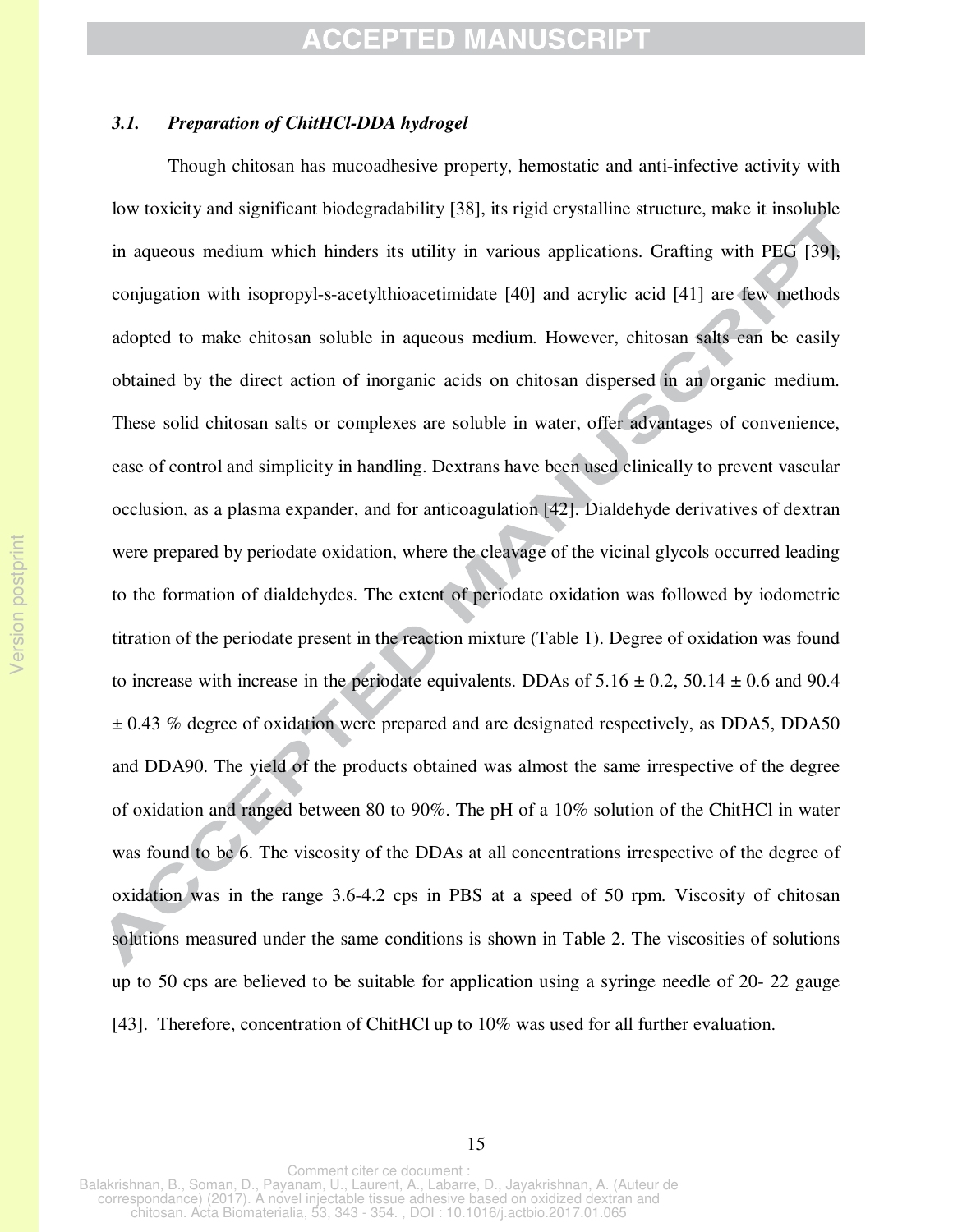### *3.1. Preparation of ChitHCl-DDA hydrogel*

Though chitosan has mucoadhesive property, hemostatic and anti-infective activity with low toxicity and significant biodegradability [38], its rigid crystalline structure, make it insoluble in aqueous medium which hinders its utility in various applications. Grafting with PEG [39], conjugation with isopropyl-s-acetylthioacetimidate [40] and acrylic acid [41] are few methods adopted to make chitosan soluble in aqueous medium. However, chitosan salts can be easily obtained by the direct action of inorganic acids on chitosan dispersed in an organic medium. These solid chitosan salts or complexes are soluble in water, offer advantages of convenience, ease of control and simplicity in handling. Dextrans have been used clinically to prevent vascular occlusion, as a plasma expander, and for anticoagulation [42]. Dialdehyde derivatives of dextran were prepared by periodate oxidation, where the cleavage of the vicinal glycols occurred leading to the formation of dialdehydes. The extent of periodate oxidation was followed by iodometric titration of the periodate present in the reaction mixture (Table 1). Degree of oxidation was found to increase with increase in the periodate equivalents. DDAs of $5.16 \pm 0.2$, $50.14 \pm 0.6$ and $90.4 \pm 0.43$ % degree of oxidation were prepared and are designated respectively, as DDA5, DDA50 and DDA90. The yield of the products obtained was almost the same irrespective of the degree of oxidation and ranged between 80 to 90%. The pH of a 10% solution of the ChitHCl in water was found to be 6. The viscosity of the DDAs at all concentrations irrespective of the degree of oxidation was in the range 3.6-4.2 cps in PBS at a speed of 50 rpm. Viscosity of chitosan solutions measured under the same conditions is shown in Table 2. The viscosities of solutions up to 50 cps are believed to be suitable for application using a syringe needle of 20- 22 gauge [43]. Therefore, concentration of ChitHCl up to 10% was used for all further evaluation.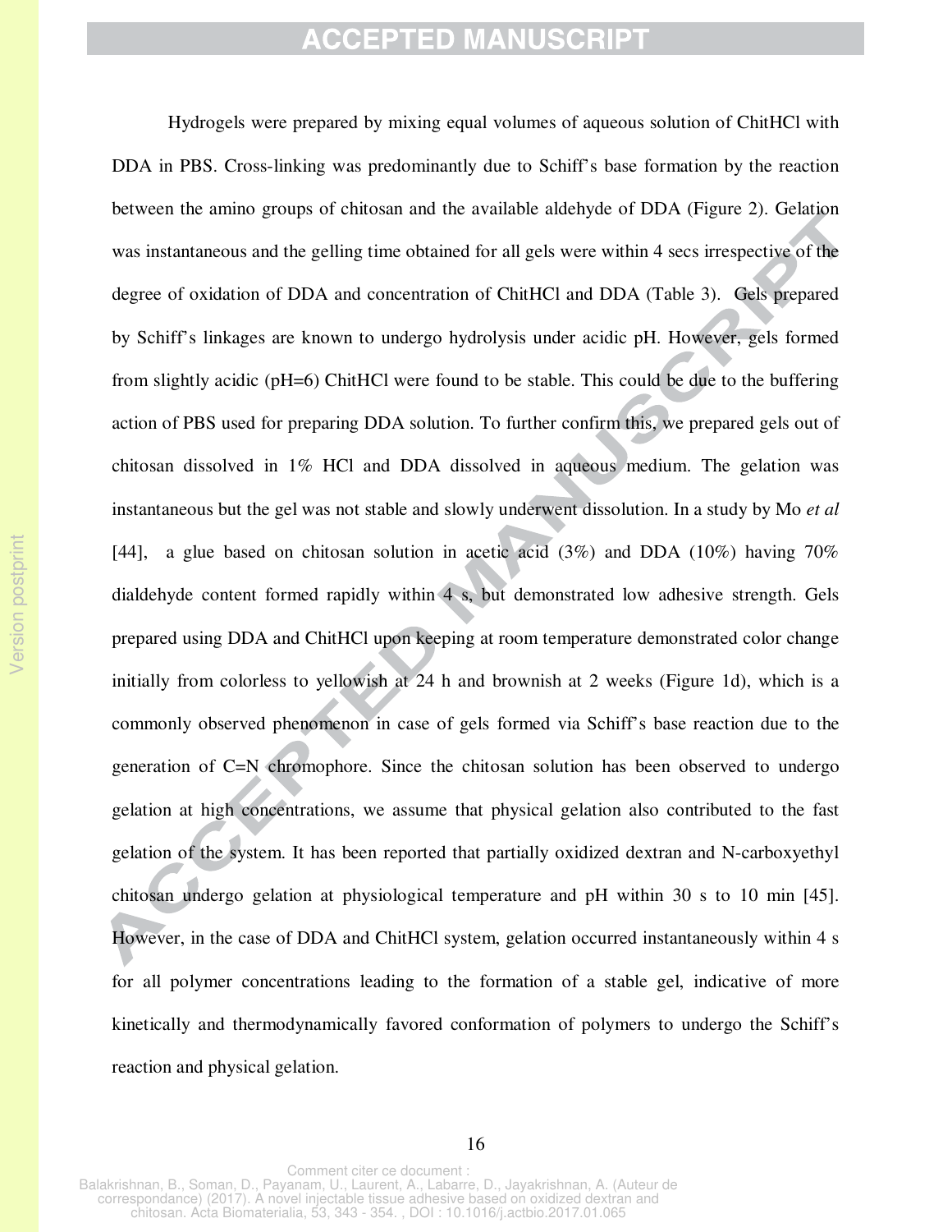Hydrogels were prepared by mixing equal volumes of aqueous solution of ChitHCl with DDA in PBS. Cross-linking was predominantly due to Schiff's base formation by the reaction between the amino groups of chitosan and the available aldehyde of DDA (Figure 2). Gelation was instantaneous and the gelling time obtained for all gels were within 4 secs irrespective of the degree of oxidation of DDA and concentration of ChitHCl and DDA (Table 3). Gels prepared by Schiff's linkages are known to undergo hydrolysis under acidic pH. However, gels formed from slightly acidic (pH=6) ChitHCl were found to be stable. This could be due to the buffering action of PBS used for preparing DDA solution. To further confirm this, we prepared gels out of chitosan dissolved in 1% HCl and DDA dissolved in aqueous medium. The gelation was instantaneous but the gel was not stable and slowly underwent dissolution. In a study by Mo *et al* [44], a glue based on chitosan solution in acetic acid (3%) and DDA (10%) having 70% dialdehyde content formed rapidly within 4 s, but demonstrated low adhesive strength. Gels prepared using DDA and ChitHCl upon keeping at room temperature demonstrated color change initially from colorless to yellowish at 24 h and brownish at 2 weeks (Figure 1d), which is a commonly observed phenomenon in case of gels formed via Schiff's base reaction due to the generation of C=N chromophore. Since the chitosan solution has been observed to undergo gelation at high concentrations, we assume that physical gelation also contributed to the fast gelation of the system. It has been reported that partially oxidized dextran and N-carboxyethyl chitosan undergo gelation at physiological temperature and pH within 30 s to 10 min [45]. However, in the case of DDA and ChitHCl system, gelation occurred instantaneously within 4 s for all polymer concentrations leading to the formation of a stable gel, indicative of more kinetically and thermodynamically favored conformation of polymers to undergo the Schiff's reaction and physical gelation.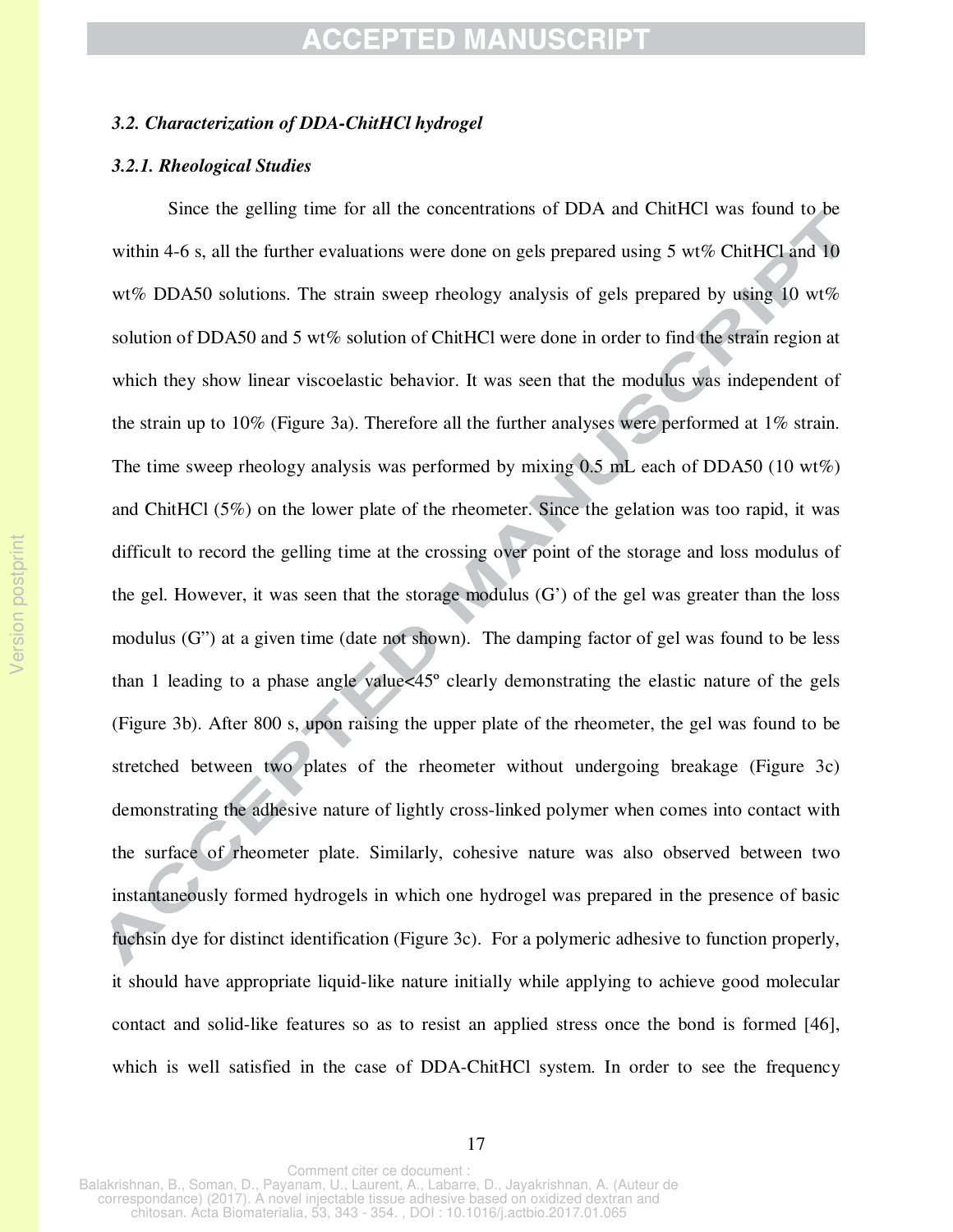### *3.2. Characterization of DDA-ChitHCl hydrogel*

#### *3.2.1. Rheological Studies*

Since the gelling time for all the concentrations of DDA and ChitHCl was found to be within 4-6 s, all the further evaluations were done on gels prepared using 5 wt% ChitHCl and 10 wt% DDA50 solutions. The strain sweep rheology analysis of gels prepared by using 10 wt% solution of DDA50 and 5 wt% solution of ChitHCl were done in order to find the strain region at which they show linear viscoelastic behavior. It was seen that the modulus was independent of the strain up to 10% (Figure 3a). Therefore all the further analyses were performed at 1% strain. The time sweep rheology analysis was performed by mixing 0.5 mL each of DDA50 (10 wt%) and ChitHCl (5%) on the lower plate of the rheometer. Since the gelation was too rapid, it was difficult to record the gelling time at the crossing over point of the storage and loss modulus of the gel. However, it was seen that the storage modulus (G') of the gel was greater than the loss modulus (G") at a given time (date not shown). The damping factor of gel was found to be less than 1 leading to a phase angle value<45º clearly demonstrating the elastic nature of the gels (Figure 3b). After 800 s, upon raising the upper plate of the rheometer, the gel was found to be stretched between two plates of the rheometer without undergoing breakage (Figure 3c) demonstrating the adhesive nature of lightly cross-linked polymer when comes into contact with the surface of rheometer plate. Similarly, cohesive nature was also observed between two instantaneously formed hydrogels in which one hydrogel was prepared in the presence of basic fuchsin dye for distinct identification (Figure 3c). For a polymeric adhesive to function properly, it should have appropriate liquid-like nature initially while applying to achieve good molecular contact and solid-like features so as to resist an applied stress once the bond is formed [46], which is well satisfied in the case of DDA-ChitHCl system. In order to see the frequency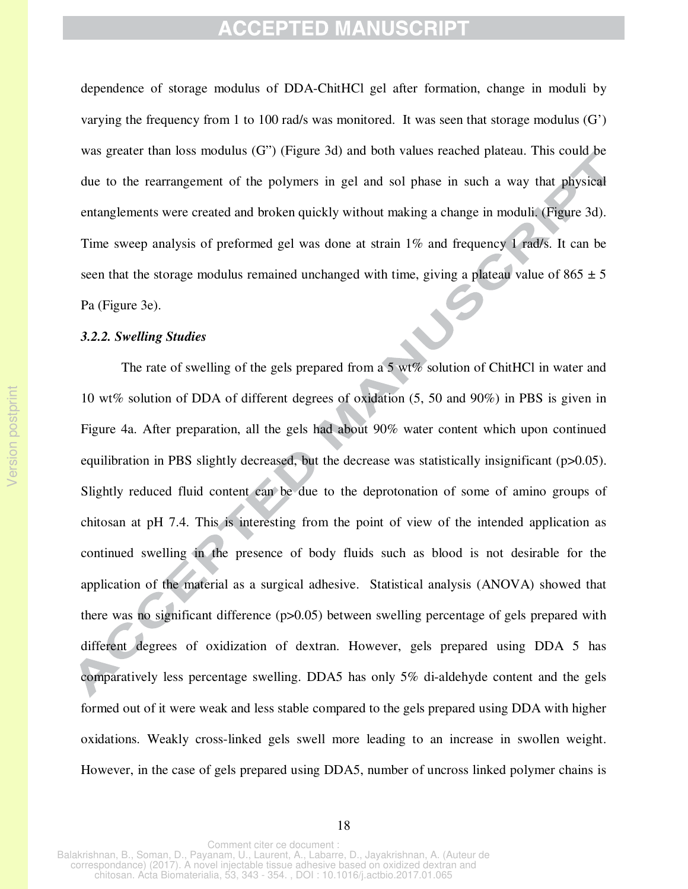dependence of storage modulus of DDA-ChitHCl gel after formation, change in moduli by varying the frequency from 1 to 100 rad/s was monitored. It was seen that storage modulus (G') was greater than loss modulus (G") (Figure 3d) and both values reached plateau. This could be due to the rearrangement of the polymers in gel and sol phase in such a way that physical entanglements were created and broken quickly without making a change in moduli. (Figure 3d). Time sweep analysis of preformed gel was done at strain 1% and frequency 1 rad/s. It can be seen that the storage modulus remained unchanged with time, giving a plateau value of 865 ± 5 Pa (Figure 3e).

### *3.2.2. Swelling Studies*

The rate of swelling of the gels prepared from a 5 wt% solution of ChitHCl in water and 10 wt% solution of DDA of different degrees of oxidation (5, 50 and 90%) in PBS is given in Figure 4a. After preparation, all the gels had about 90% water content which upon continued equilibration in PBS slightly decreased, but the decrease was statistically insignificant ($p>0.05$). Slightly reduced fluid content can be due to the deprotonation of some of amino groups of chitosan at pH 7.4. This is interesting from the point of view of the intended application as continued swelling in the presence of body fluids such as blood is not desirable for the application of the material as a surgical adhesive. Statistical analysis (ANOVA) showed that there was no significant difference ($p>0.05$) between swelling percentage of gels prepared with different degrees of oxidization of dextran. However, gels prepared using DDA 5 has comparatively less percentage swelling. DDA5 has only 5% di-aldehyde content and the gels formed out of it were weak and less stable compared to the gels prepared using DDA with higher oxidations. Weakly cross-linked gels swell more leading to an increase in swollen weight. However, in the case of gels prepared using DDA5, number of uncross linked polymer chains is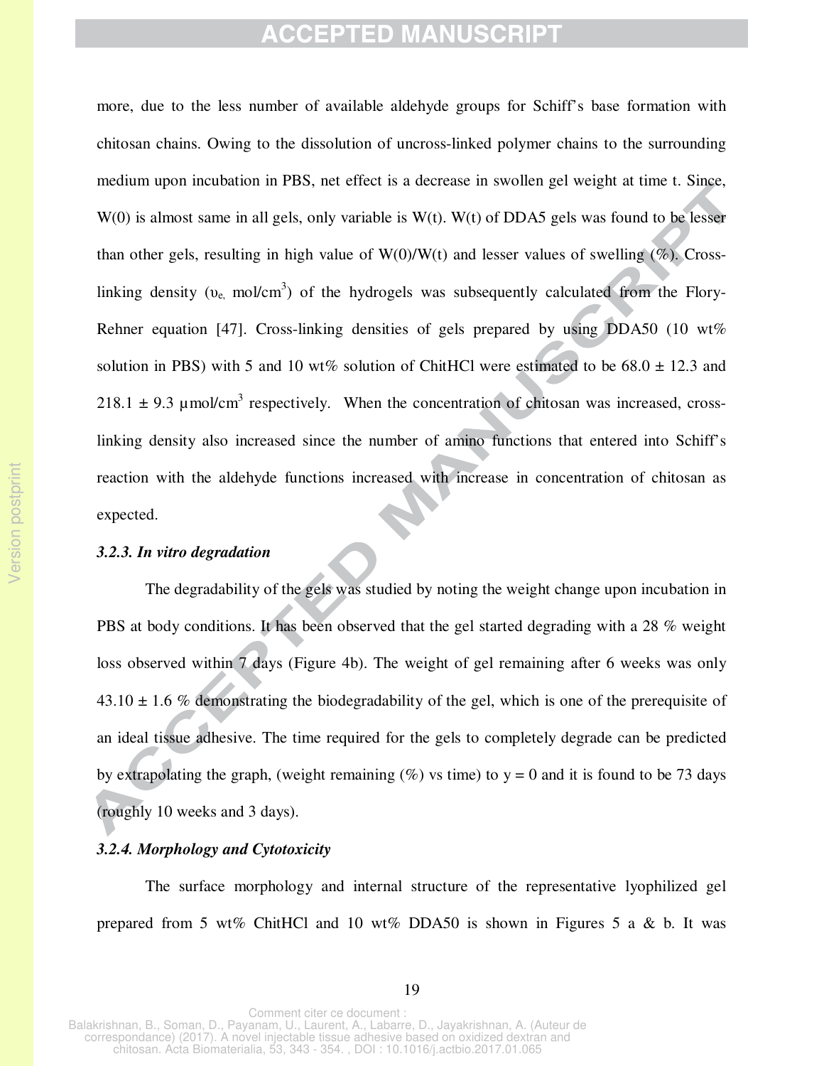more, due to the less number of available aldehyde groups for Schiff's base formation with chitosan chains. Owing to the dissolution of uncross-linked polymer chains to the surrounding medium upon incubation in PBS, net effect is a decrease in swollen gel weight at time t. Since, W(0) is almost same in all gels, only variable is W(t). W(t) of DDA5 gels was found to be lesser than other gels, resulting in high value of W(0)/W(t) and lesser values of swelling (%). Cross-linking density ($\upsilon_e$, mol/cm$^3$) of the hydrogels was subsequently calculated from the Flory-Rehner equation [47]. Cross-linking densities of gels prepared by using DDA50 (10 wt% solution in PBS) with 5 and 10 wt% solution of ChitHCl were estimated to be 68.0 ± 12.3 and 218.1 ± 9.3 µmol/cm$^3$ respectively. When the concentration of chitosan was increased, cross-linking density also increased since the number of amino functions that entered into Schiff's reaction with the aldehyde functions increased with increase in concentration of chitosan as expected.

### *3.2.3. In vitro degradation*

The degradability of the gels was studied by noting the weight change upon incubation in PBS at body conditions. It has been observed that the gel started degrading with a 28 % weight loss observed within 7 days (Figure 4b). The weight of gel remaining after 6 weeks was only 43.10 ± 1.6 % demonstrating the biodegradability of the gel, which is one of the prerequisite of an ideal tissue adhesive. The time required for the gels to completely degrade can be predicted by extrapolating the graph, (weight remaining (%) vs time) to y = 0 and it is found to be 73 days (roughly 10 weeks and 3 days).

### *3.2.4. Morphology and Cytotoxicity*

The surface morphology and internal structure of the representative lyophilized gel prepared from 5 wt% ChitHCl and 10 wt% DDA50 is shown in Figures 5 a & b. It was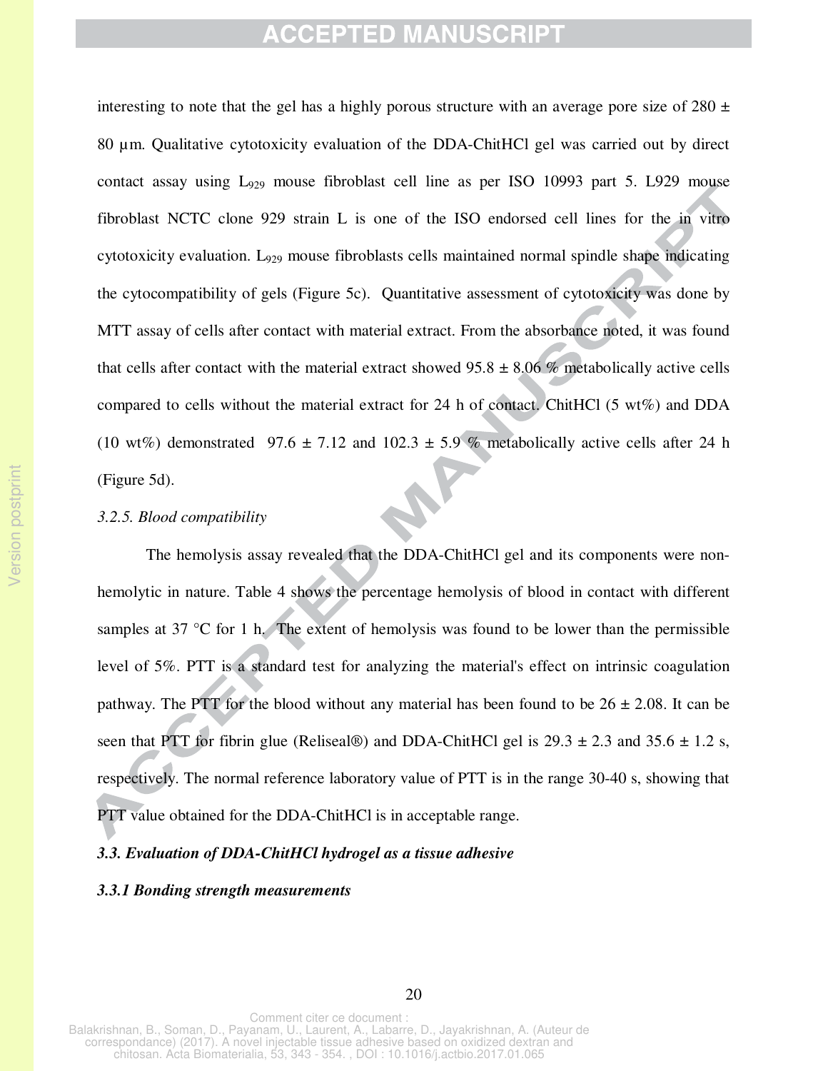interesting to note that the gel has a highly porous structure with an average pore size of 280 ± 80 µm. Qualitative cytotoxicity evaluation of the DDA-ChitHCl gel was carried out by direct contact assay using $L_{929}$ mouse fibroblast cell line as per ISO 10993 part 5. L929 mouse fibroblast NCTC clone 929 strain L is one of the ISO endorsed cell lines for the in vitro cytotoxicity evaluation. $L_{929}$ mouse fibroblasts cells maintained normal spindle shape indicating the cytocompatibility of gels (Figure 5c). Quantitative assessment of cytotoxicity was done by MTT assay of cells after contact with material extract. From the absorbance noted, it was found that cells after contact with the material extract showed 95.8 ± 8.06 % metabolically active cells compared to cells without the material extract for 24 h of contact. ChitHCl (5 wt%) and DDA (10 wt%) demonstrated 97.6 ± 7.12 and 102.3 ± 5.9 % metabolically active cells after 24 h (Figure 5d).

*3.2.5. Blood compatibility*

The hemolysis assay revealed that the DDA-ChitHCl gel and its components were non-hemolytic in nature. Table 4 shows the percentage hemolysis of blood in contact with different samples at 37 °C for 1 h. The extent of hemolysis was found to be lower than the permissible level of 5%. PTT is a standard test for analyzing the material's effect on intrinsic coagulation pathway. The PTT for the blood without any material has been found to be 26 ± 2.08. It can be seen that PTT for fibrin glue (Reliseal®) and DDA-ChitHCl gel is 29.3 ± 2.3 and 35.6 ± 1.2 s, respectively. The normal reference laboratory value of PTT is in the range 30-40 s, showing that PTT value obtained for the DDA-ChitHCl is in acceptable range.

***3.3. Evaluation of DDA-ChitHCl hydrogel as a tissue adhesive***

***3.3.1 Bonding strength measurements***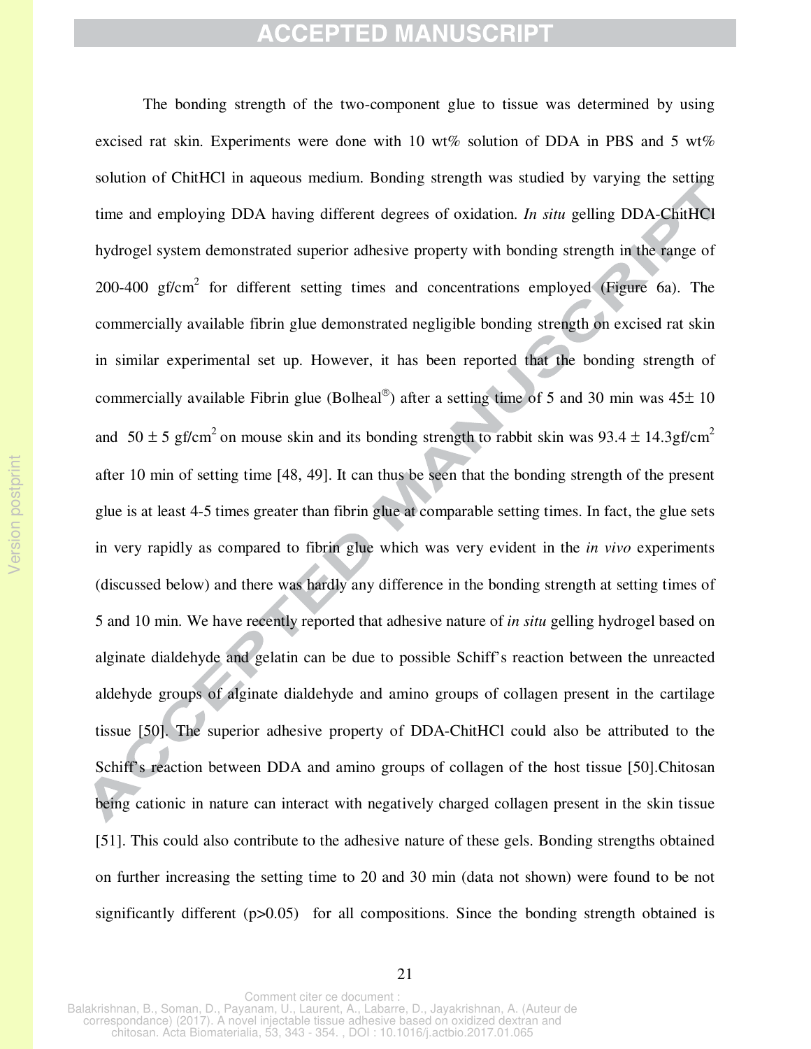The bonding strength of the two-component glue to tissue was determined by using excised rat skin. Experiments were done with 10 wt% solution of DDA in PBS and 5 wt% solution of ChitHCl in aqueous medium. Bonding strength was studied by varying the setting time and employing DDA having different degrees of oxidation. *In situ* gelling DDA-ChitHCl hydrogel system demonstrated superior adhesive property with bonding strength in the range of 200-400 gf/cm$^2$ for different setting times and concentrations employed (Figure 6a). The commercially available fibrin glue demonstrated negligible bonding strength on excised rat skin in similar experimental set up. However, it has been reported that the bonding strength of commercially available Fibrin glue (Bolheal®) after a setting time of 5 and 30 min was 45± 10 and $50 \pm 5$ gf/cm$^2$ on mouse skin and its bonding strength to rabbit skin was $93.4 \pm 14.3$gf/cm$^2$ after 10 min of setting time [48, 49]. It can thus be seen that the bonding strength of the present glue is at least 4-5 times greater than fibrin glue at comparable setting times. In fact, the glue sets in very rapidly as compared to fibrin glue which was very evident in the *in vivo* experiments (discussed below) and there was hardly any difference in the bonding strength at setting times of 5 and 10 min. We have recently reported that adhesive nature of *in situ* gelling hydrogel based on alginate dialdehyde and gelatin can be due to possible Schiff's reaction between the unreacted aldehyde groups of alginate dialdehyde and amino groups of collagen present in the cartilage tissue [50]. The superior adhesive property of DDA-ChitHCl could also be attributed to the Schiff's reaction between DDA and amino groups of collagen of the host tissue [50].Chitosan being cationic in nature can interact with negatively charged collagen present in the skin tissue [51]. This could also contribute to the adhesive nature of these gels. Bonding strengths obtained on further increasing the setting time to 20 and 30 min (data not shown) were found to be not significantly different ($p>0.05$) for all compositions. Since the bonding strength obtained is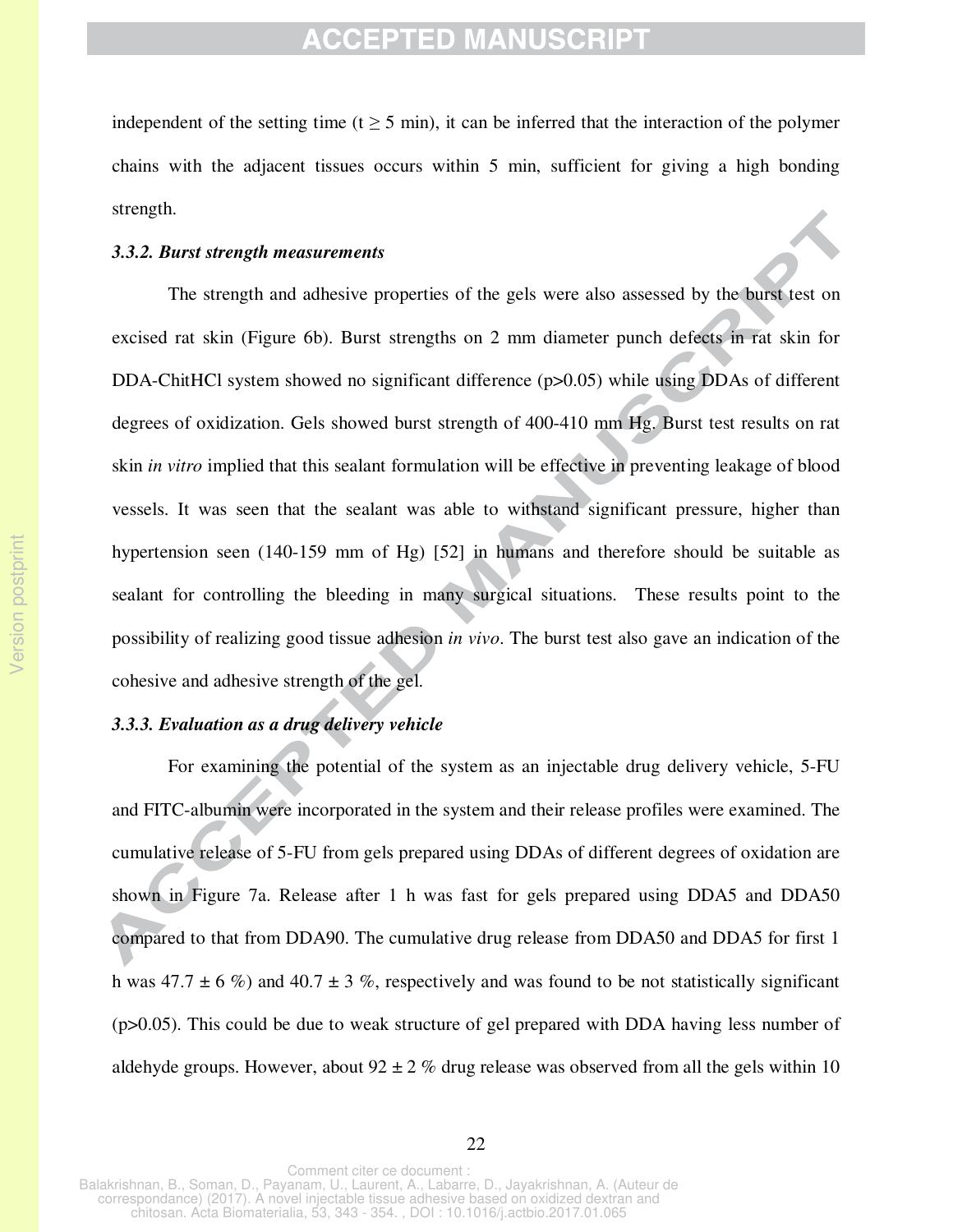independent of the setting time ($t \geq 5$ min), it can be inferred that the interaction of the polymer chains with the adjacent tissues occurs within 5 min, sufficient for giving a high bonding strength.

### *3.3.2. Burst strength measurements*

The strength and adhesive properties of the gels were also assessed by the burst test on excised rat skin (Figure 6b). Burst strengths on 2 mm diameter punch defects in rat skin for DDA-ChitHCl system showed no significant difference ($p>0.05$) while using DDAs of different degrees of oxidization. Gels showed burst strength of 400-410 mm Hg. Burst test results on rat skin *in vitro* implied that this sealant formulation will be effective in preventing leakage of blood vessels. It was seen that the sealant was able to withstand significant pressure, higher than hypertension seen (140-159 mm of Hg) [52] in humans and therefore should be suitable as sealant for controlling the bleeding in many surgical situations. These results point to the possibility of realizing good tissue adhesion *in vivo*. The burst test also gave an indication of the cohesive and adhesive strength of the gel.

### *3.3.3. Evaluation as a drug delivery vehicle*

For examining the potential of the system as an injectable drug delivery vehicle, 5-FU and FITC-albumin were incorporated in the system and their release profiles were examined. The cumulative release of 5-FU from gels prepared using DDAs of different degrees of oxidation are shown in Figure 7a. Release after 1 h was fast for gels prepared using DDA5 and DDA50 compared to that from DDA90. The cumulative drug release from DDA50 and DDA5 for first 1 h was 47.7 ± 6 %) and 40.7 ± 3 %, respectively and was found to be not statistically significant ($p>0.05$). This could be due to weak structure of gel prepared with DDA having less number of aldehyde groups. However, about 92 ± 2 % drug release was observed from all the gels within 10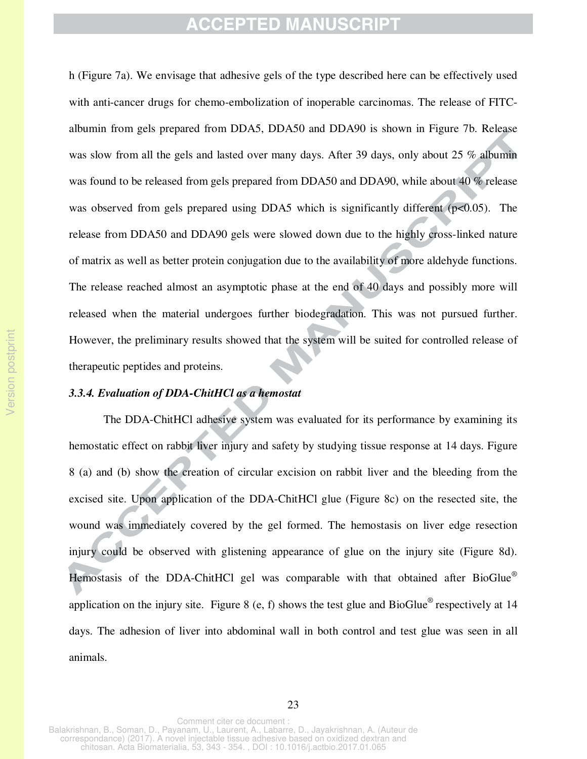h (Figure 7a). We envisage that adhesive gels of the type described here can be effectively used with anti-cancer drugs for chemo-embolization of inoperable carcinomas. The release of FITC-albumin from gels prepared from DDA5, DDA50 and DDA90 is shown in Figure 7b. Release was slow from all the gels and lasted over many days. After 39 days, only about 25 % albumin was found to be released from gels prepared from DDA50 and DDA90, while about 40 % release was observed from gels prepared using DDA5 which is significantly different ($p<0.05$). The release from DDA50 and DDA90 gels were slowed down due to the highly cross-linked nature of matrix as well as better protein conjugation due to the availability of more aldehyde functions. The release reached almost an asymptotic phase at the end of 40 days and possibly more will released when the material undergoes further biodegradation. This was not pursued further. However, the preliminary results showed that the system will be suited for controlled release of therapeutic peptides and proteins.

#### *3.3.4. Evaluation of DDA-ChitHCl as a hemostat*

The DDA-ChitHCl adhesive system was evaluated for its performance by examining its hemostatic effect on rabbit liver injury and safety by studying tissue response at 14 days. Figure 8 (a) and (b) show the creation of circular excision on rabbit liver and the bleeding from the excised site. Upon application of the DDA-ChitHCl glue (Figure 8c) on the resected site, the wound was immediately covered by the gel formed. The hemostasis on liver edge resection injury could be observed with glistening appearance of glue on the injury site (Figure 8d). Hemostasis of the DDA-ChitHCl gel was comparable with that obtained after BioGlue® application on the injury site. Figure 8 (e, f) shows the test glue and BioGlue® respectively at 14 days. The adhesion of liver into abdominal wall in both control and test glue was seen in all animals.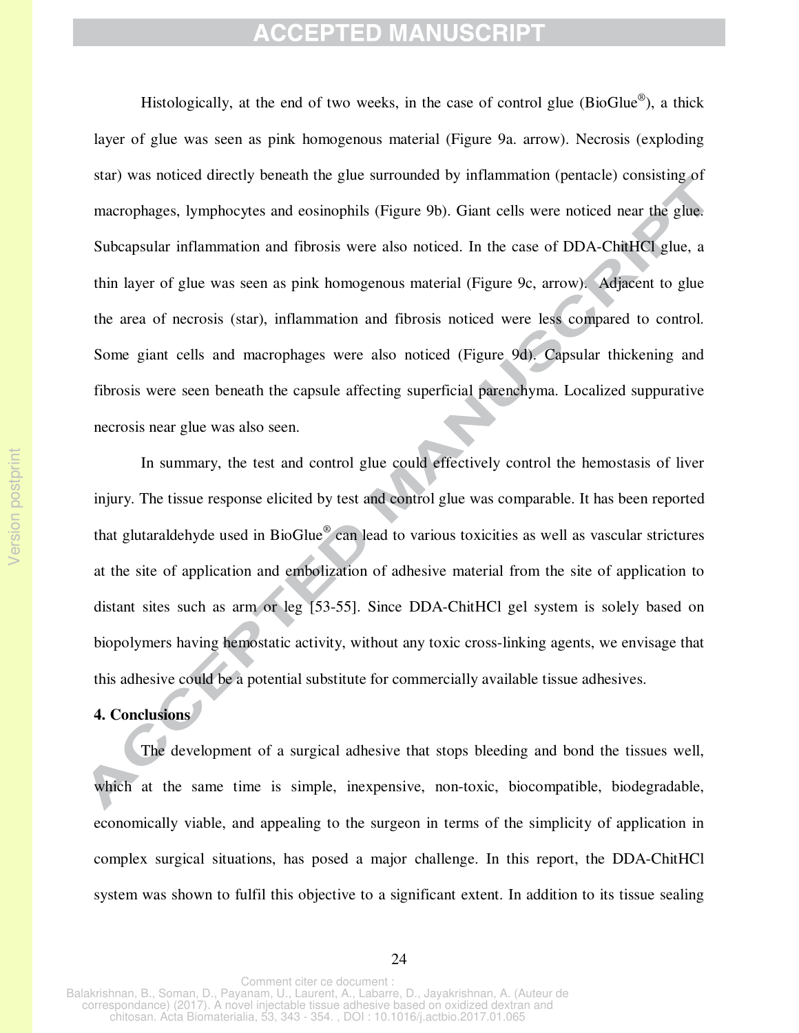Histologically, at the end of two weeks, in the case of control glue (BioGlue®), a thick layer of glue was seen as pink homogenous material (Figure 9a. arrow). Necrosis (exploding star) was noticed directly beneath the glue surrounded by inflammation (pentacle) consisting of macrophages, lymphocytes and eosinophils (Figure 9b). Giant cells were noticed near the glue. Subcapsular inflammation and fibrosis were also noticed. In the case of DDA-ChitHCl glue, a thin layer of glue was seen as pink homogenous material (Figure 9c, arrow). Adjacent to glue the area of necrosis (star), inflammation and fibrosis noticed were less compared to control. Some giant cells and macrophages were also noticed (Figure 9d). Capsular thickening and fibrosis were seen beneath the capsule affecting superficial parenchyma. Localized suppurative necrosis near glue was also seen.

In summary, the test and control glue could effectively control the hemostasis of liver injury. The tissue response elicited by test and control glue was comparable. It has been reported that glutaraldehyde used in BioGlue® can lead to various toxicities as well as vascular strictures at the site of application and embolization of adhesive material from the site of application to distant sites such as arm or leg [53-55]. Since DDA-ChitHCl gel system is solely based on biopolymers having hemostatic activity, without any toxic cross-linking agents, we envisage that this adhesive could be a potential substitute for commercially available tissue adhesives.

## 4. Conclusions

The development of a surgical adhesive that stops bleeding and bond the tissues well, which at the same time is simple, inexpensive, non-toxic, biocompatible, biodegradable, economically viable, and appealing to the surgeon in terms of the simplicity of application in complex surgical situations, has posed a major challenge. In this report, the DDA-ChitHCl system was shown to fulfil this objective to a significant extent. In addition to its tissue sealing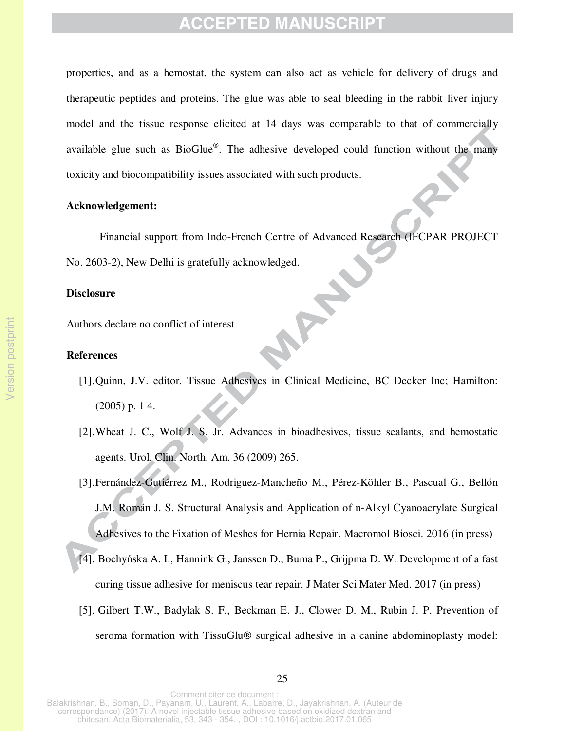properties, and as a hemostat, the system can also act as vehicle for delivery of drugs and therapeutic peptides and proteins. The glue was able to seal bleeding in the rabbit liver injury model and the tissue response elicited at 14 days was comparable to that of commercially available glue such as BioGlue®. The adhesive developed could function without the many toxicity and biocompatibility issues associated with such products.

**Acknowledgement:**

Financial support from Indo-French Centre of Advanced Research (IFCPAR PROJECT No. 2603-2), New Delhi is gratefully acknowledged.

**Disclosure**

Authors declare no conflict of interest.

**References**

[1]. Quinn, J.V. editor. Tissue Adhesives in Clinical Medicine, BC Decker Inc; Hamilton: (2005) p. 1 4.

[2]. Wheat J. C., Wolf J. S. Jr. Advances in bioadhesives, tissue sealants, and hemostatic agents. Urol. Clin. North. Am. 36 (2009) 265.

[3]. Fernández-Gutiérrez M., Rodriguez-Mancheño M., Pérez-Köhler B., Pascual G., Bellón J.M. Román J. S. Structural Analysis and Application of n-Alkyl Cyanoacrylate Surgical Adhesives to the Fixation of Meshes for Hernia Repair. Macromol Biosci. 2016 (in press)

[4]. Bochyńska A. I., Hannink G., Janssen D., Buma P., Grijpma D. W. Development of a fast curing tissue adhesive for meniscus tear repair. J Mater Sci Mater Med. 2017 (in press)

[5]. Gilbert T.W., Badylak S. F., Beckman E. J., Clower D. M., Rubin J. P. Prevention of seroma formation with TissuGlu® surgical adhesive in a canine abdominoplasty model: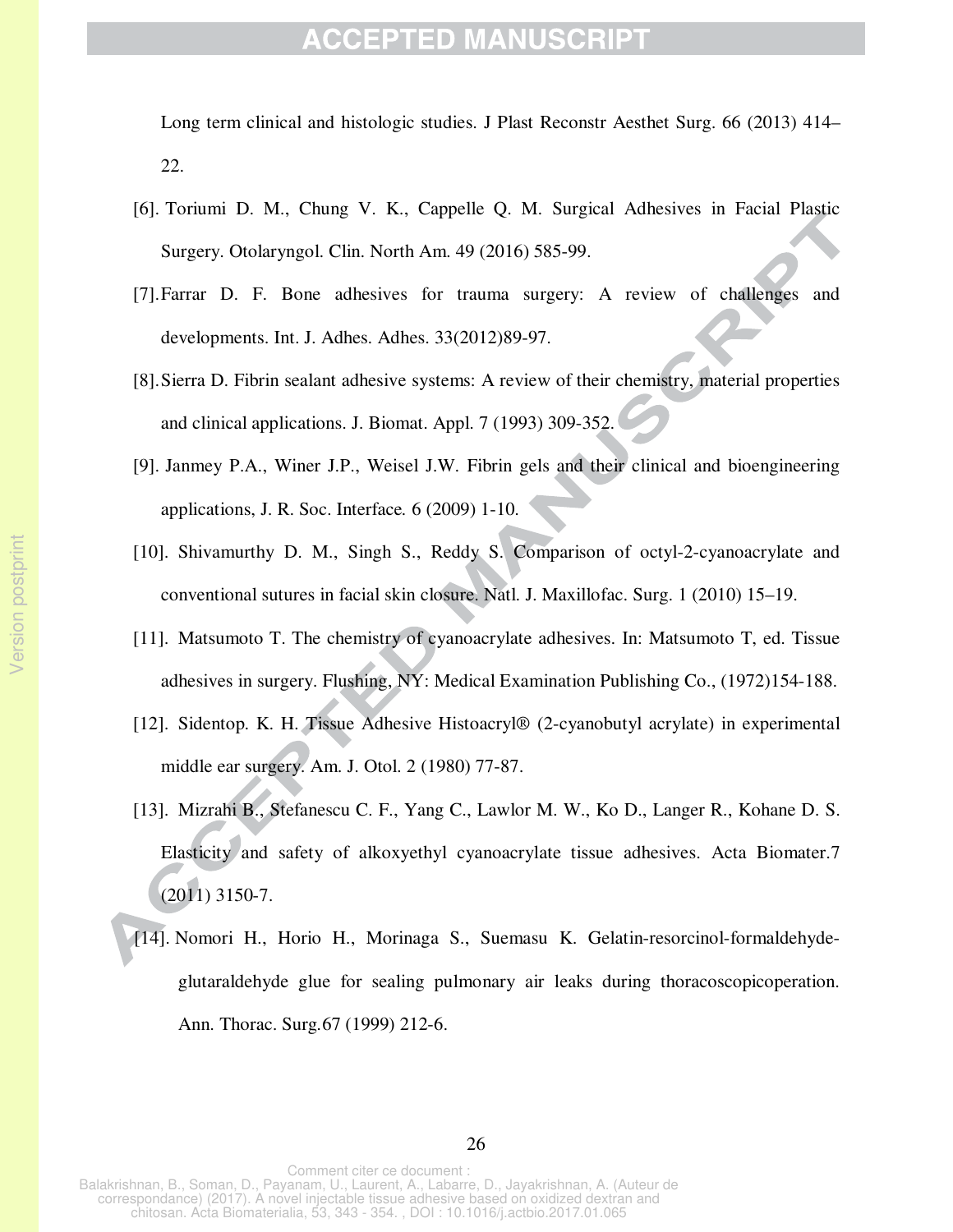Long term clinical and histologic studies. J Plast Reconstr Aesthet Surg. 66 (2013) 414–22.

[6]. Toriumi D. M., Chung V. K., Cappelle Q. M. Surgical Adhesives in Facial Plastic Surgery. Otolaryngol. Clin. North Am. 49 (2016) 585-99.

[7]. Farrar D. F. Bone adhesives for trauma surgery: A review of challenges and developments. Int. J. Adhes. Adhes. 33(2012)89-97.

[8]. Sierra D. Fibrin sealant adhesive systems: A review of their chemistry, material properties and clinical applications. J. Biomat. Appl. 7 (1993) 309-352.

[9]. Janmey P.A., Winer J.P., Weisel J.W. Fibrin gels and their clinical and bioengineering applications, J. R. Soc. Interface. 6 (2009) 1-10.

[10]. Shivamurthy D. M., Singh S., Reddy S. Comparison of octyl-2-cyanoacrylate and conventional sutures in facial skin closure. Natl. J. Maxillofac. Surg. 1 (2010) 15–19.

[11]. Matsumoto T. The chemistry of cyanoacrylate adhesives. In: Matsumoto T, ed. Tissue adhesives in surgery. Flushing, NY: Medical Examination Publishing Co., (1972)154-188.

[12]. Sidentop. K. H. Tissue Adhesive Histoacryl® (2-cyanobutyl acrylate) in experimental middle ear surgery. Am. J. Otol. 2 (1980) 77-87.

[13]. Mizrahi B., Stefanescu C. F., Yang C., Lawlor M. W., Ko D., Langer R., Kohane D. S. Elasticity and safety of alkoxyethyl cyanoacrylate tissue adhesives. Acta Biomater.7 (2011) 3150-7.

[14]. Nomori H., Horio H., Morinaga S., Suemasu K. Gelatin-resorcinol-formaldehyde-glutaraldehyde glue for sealing pulmonary air leaks during thoracoscopicoperation. Ann. Thorac. Surg.67 (1999) 212-6.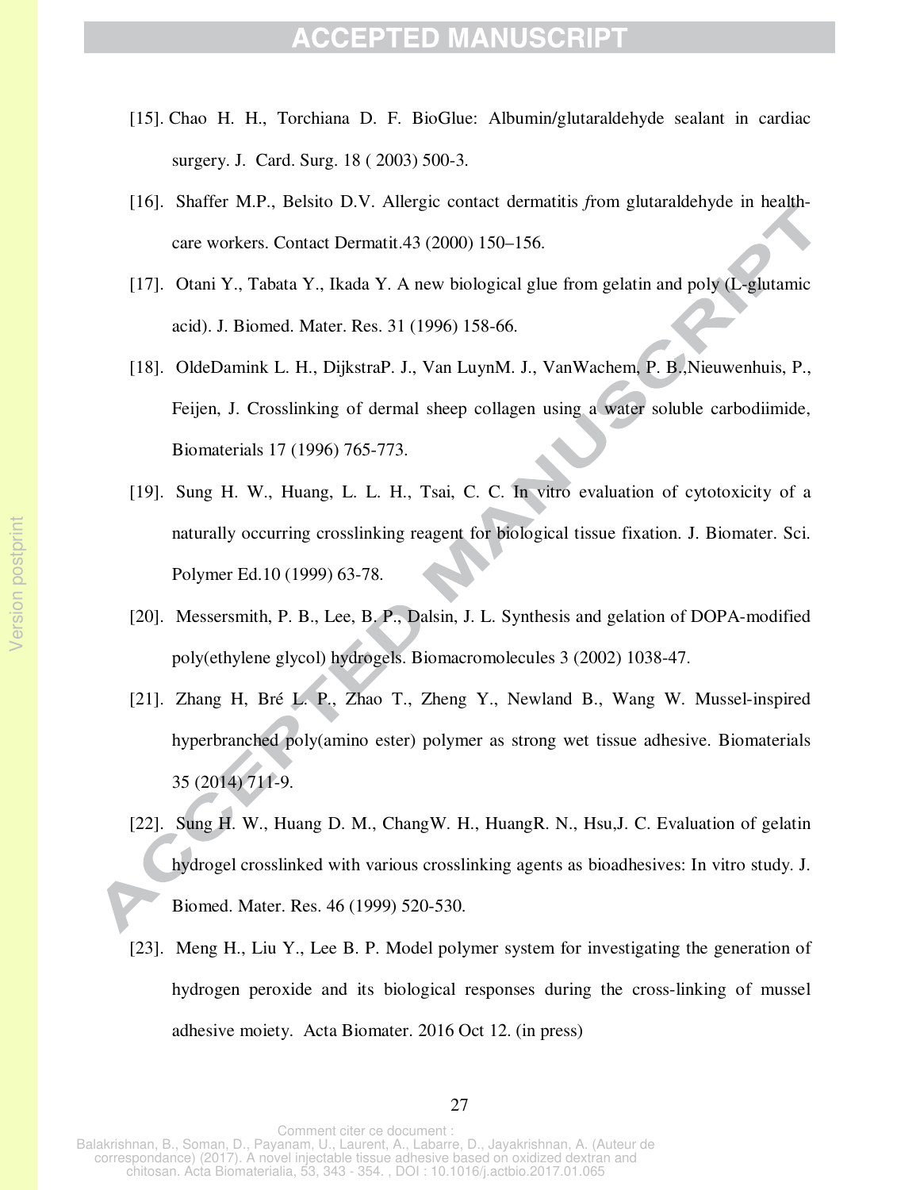[15]. Chao H. H., Torchiana D. F. BioGlue: Albumin/glutaraldehyde sealant in cardiac surgery. J. Card. Surg. 18 ( 2003) 500-3.

[16]. Shaffer M.P., Belsito D.V. Allergic contact dermatitis *f*rom glutaraldehyde in health-care workers. Contact Dermatit.43 (2000) 150–156.

[17]. Otani Y., Tabata Y., Ikada Y. A new biological glue from gelatin and poly (L-glutamic acid). J. Biomed. Mater. Res. 31 (1996) 158-66.

[18]. OldeDamink L. H., DijkstraP. J., Van LuynM. J., VanWachem, P. B.,Nieuwenhuis, P., Feijen, J. Crosslinking of dermal sheep collagen using a water soluble carbodiimide, Biomaterials 17 (1996) 765-773.

[19]. Sung H. W., Huang, L. L. H., Tsai, C. C. In vitro evaluation of cytotoxicity of a naturally occurring crosslinking reagent for biological tissue fixation. J. Biomater. Sci. Polymer Ed.10 (1999) 63-78.

[20]. Messersmith, P. B., Lee, B. P., Dalsin, J. L. Synthesis and gelation of DOPA-modified poly(ethylene glycol) hydrogels. Biomacromolecules 3 (2002) 1038-47.

[21]. Zhang H, Bré L. P., Zhao T., Zheng Y., Newland B., Wang W. Mussel-inspired hyperbranched poly(amino ester) polymer as strong wet tissue adhesive. Biomaterials 35 (2014) 711-9.

[22]. Sung H. W., Huang D. M., ChangW. H., HuangR. N., Hsu,J. C. Evaluation of gelatin hydrogel crosslinked with various crosslinking agents as bioadhesives: In vitro study. J. Biomed. Mater. Res. 46 (1999) 520-530.

[23]. Meng H., Liu Y., Lee B. P. Model polymer system for investigating the generation of hydrogen peroxide and its biological responses during the cross-linking of mussel adhesive moiety. Acta Biomater. 2016 Oct 12. (in press)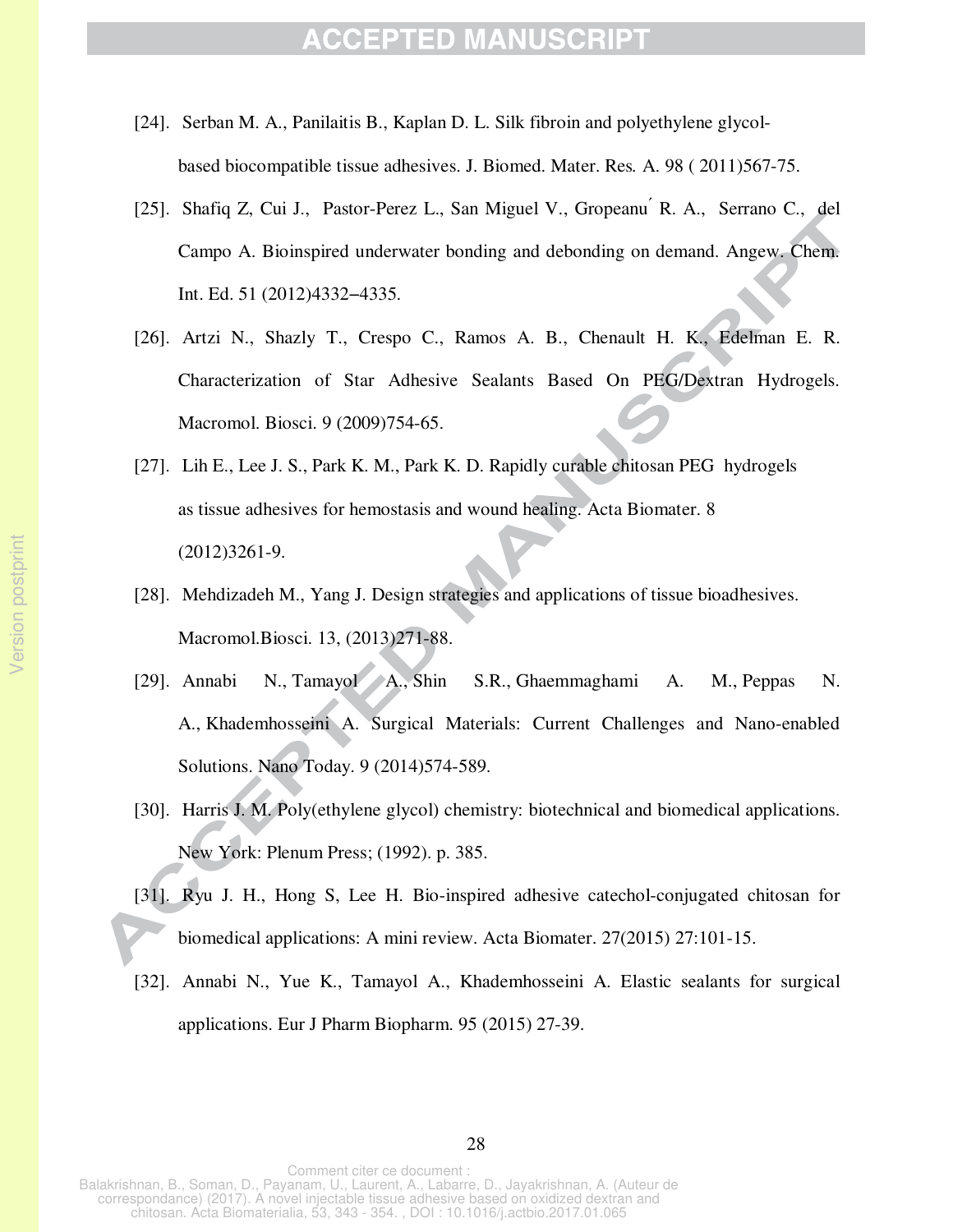[24]. Serban M. A., Panilaitis B., Kaplan D. L. Silk fibroin and polyethylene glycol-based biocompatible tissue adhesives. J. Biomed. Mater. Res. A. 98 ( 2011)567-75.

[25]. Shafiq Z, Cui J., Pastor-Perez L., San Miguel V., Gropeanu R. A., Serrano C., del Campo A. Bioinspired underwater bonding and debonding on demand. Angew. Chem. Int. Ed. 51 (2012)4332–4335.

[26]. Artzi N., Shazly T., Crespo C., Ramos A. B., Chenault H. K., Edelman E. R. Characterization of Star Adhesive Sealants Based On PEG/Dextran Hydrogels. Macromol. Biosci. 9 (2009)754-65.

[27]. Lih E., Lee J. S., Park K. M., Park K. D. Rapidly curable chitosan PEG hydrogels as tissue adhesives for hemostasis and wound healing. Acta Biomater. 8 (2012)3261-9.

[28]. Mehdizadeh M., Yang J. Design strategies and applications of tissue bioadhesives. Macromol.Biosci. 13, (2013)271-88.

[29]. Annabi N., Tamayol A., Shin S.R., Ghaemmaghami A. M., Peppas N. A., Khademhosseini A. Surgical Materials: Current Challenges and Nano-enabled Solutions. Nano Today. 9 (2014)574-589.

[30]. Harris J. M. Poly(ethylene glycol) chemistry: biotechnical and biomedical applications. New York: Plenum Press; (1992). p. 385.

[31]. Ryu J. H., Hong S, Lee H. Bio-inspired adhesive catechol-conjugated chitosan for biomedical applications: A mini review. Acta Biomater. 27(2015) 27:101-15.

[32]. Annabi N., Yue K., Tamayol A., Khademhosseini A. Elastic sealants for surgical applications. Eur J Pharm Biopharm. 95 (2015) 27-39.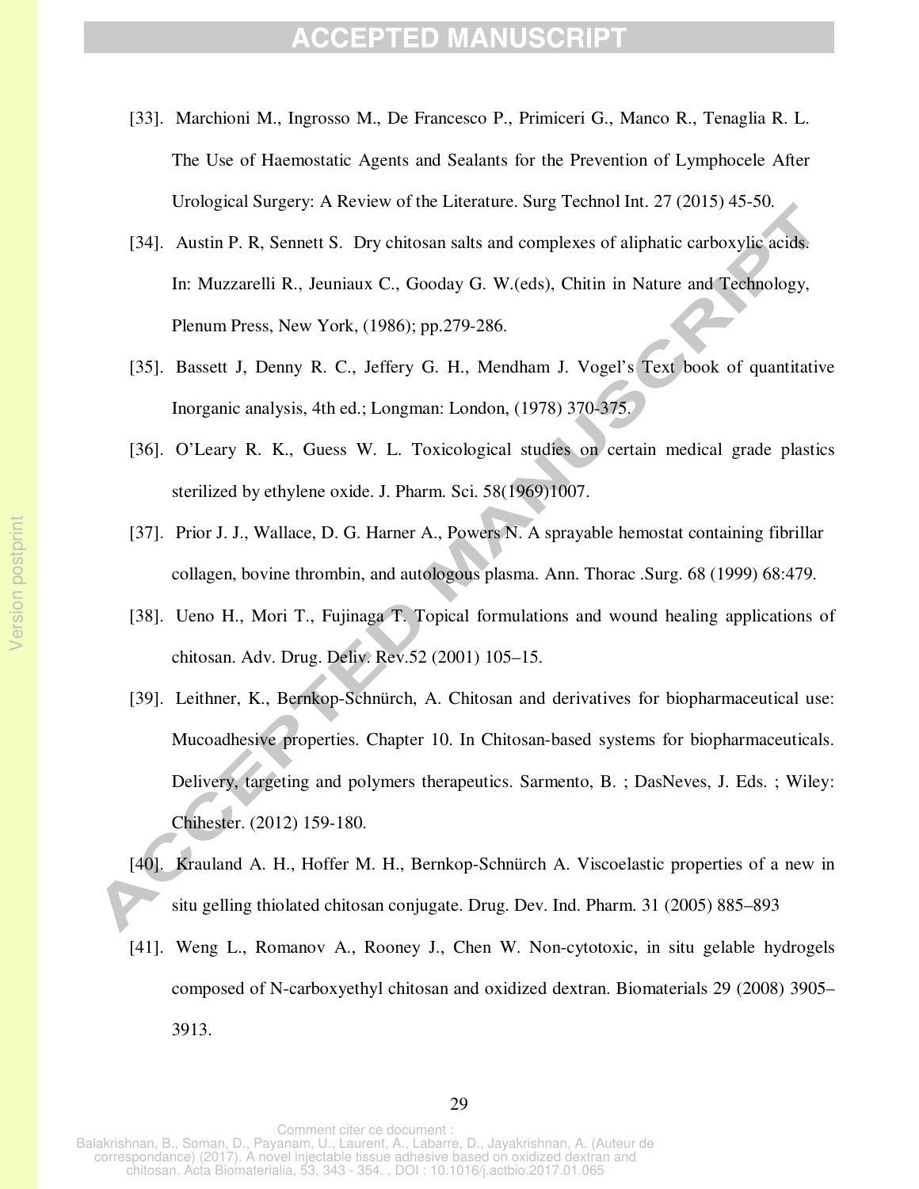[33]. Marchioni M., Ingrosso M., De Francesco P., Primiceri G., Manco R., Tenaglia R. L. The Use of Haemostatic Agents and Sealants for the Prevention of Lymphocele After Urological Surgery: A Review of the Literature. Surg Technol Int. 27 (2015) 45-50.

[34]. Austin P. R, Sennett S. Dry chitosan salts and complexes of aliphatic carboxylic acids. In: Muzzarelli R., Jeuniaux C., Gooday G. W.(eds), Chitin in Nature and Technology, Plenum Press, New York, (1986); pp.279-286.

[35]. Bassett J, Denny R. C., Jeffery G. H., Mendham J. Vogel's Text book of quantitative Inorganic analysis, 4th ed.; Longman: London, (1978) 370-375.

[36]. O'Leary R. K., Guess W. L. Toxicological studies on certain medical grade plastics sterilized by ethylene oxide. J. Pharm. Sci. 58(1969)1007.

[37]. Prior J. J., Wallace, D. G. Harner A., Powers N. A sprayable hemostat containing fibrillar collagen, bovine thrombin, and autologous plasma. Ann. Thorac .Surg. 68 (1999) 68:479.

[38]. Ueno H., Mori T., Fujinaga T. Topical formulations and wound healing applications of chitosan. Adv. Drug. Deliv. Rev.52 (2001) 105–15.

[39]. Leithner, K., Bernkop-Schnürch, A. Chitosan and derivatives for biopharmaceutical use: Mucoadhesive properties. Chapter 10. In Chitosan-based systems for biopharmaceuticals. Delivery, targeting and polymers therapeutics. Sarmento, B. ; DasNeves, J. Eds. ; Wiley: Chihester. (2012) 159-180.

[40]. Krauland A. H., Hoffer M. H., Bernkop-Schnürch A. Viscoelastic properties of a new in situ gelling thiolated chitosan conjugate. Drug. Dev. Ind. Pharm. 31 (2005) 885–893

[41]. Weng L., Romanov A., Rooney J., Chen W. Non-cytotoxic, in situ gelable hydrogels composed of N-carboxyethyl chitosan and oxidized dextran. Biomaterials 29 (2008) 3905–3913.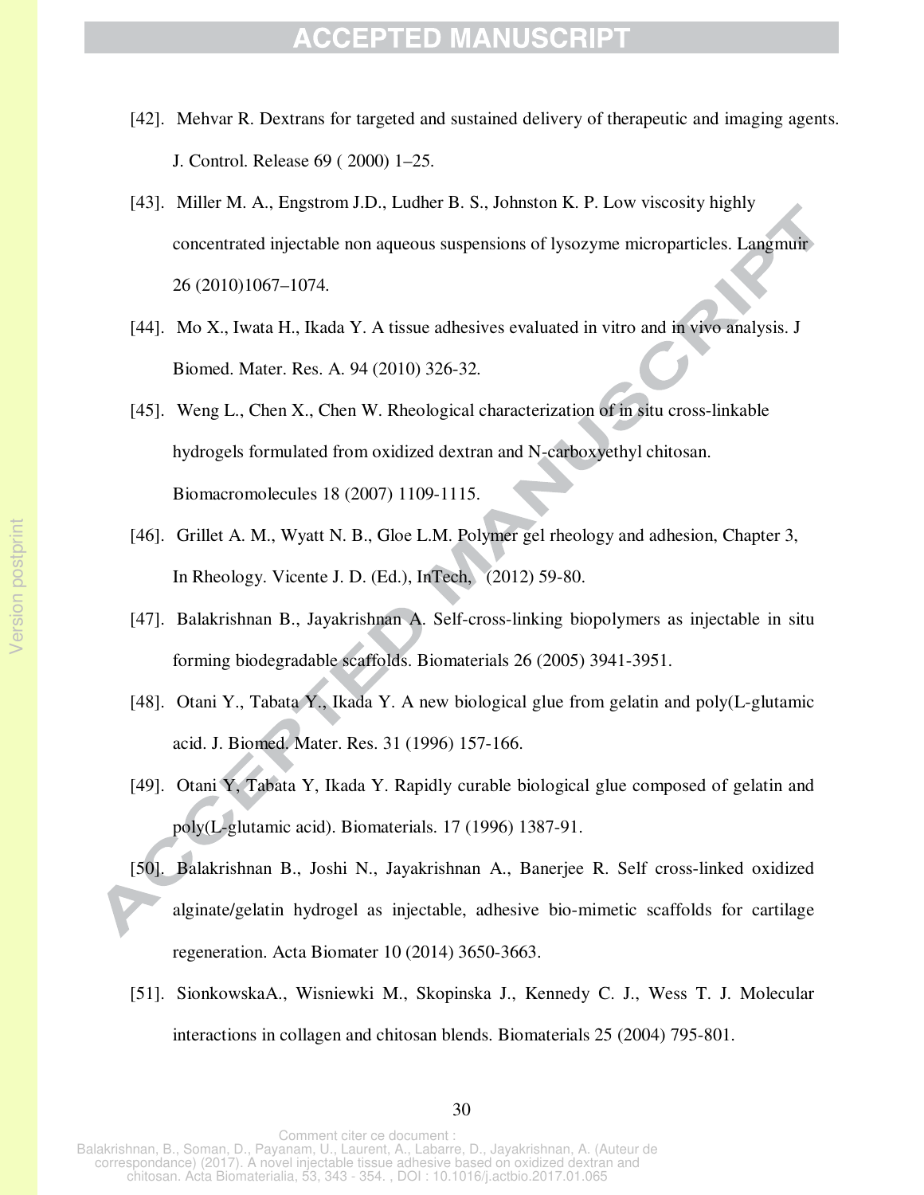[42]. Mehvar R. Dextrans for targeted and sustained delivery of therapeutic and imaging agents. J. Control. Release 69 ( 2000) 1–25.

[43]. Miller M. A., Engstrom J.D., Ludher B. S., Johnston K. P. Low viscosity highly concentrated injectable non aqueous suspensions of lysozyme microparticles. Langmuir 26 (2010)1067–1074.

[44]. Mo X., Iwata H., Ikada Y. A tissue adhesives evaluated in vitro and in vivo analysis. J Biomed. Mater. Res. A. 94 (2010) 326-32.

[45]. Weng L., Chen X., Chen W. Rheological characterization of in situ cross-linkable hydrogels formulated from oxidized dextran and N-carboxyethyl chitosan. Biomacromolecules 18 (2007) 1109-1115.

[46]. Grillet A. M., Wyatt N. B., Gloe L.M. Polymer gel rheology and adhesion, Chapter 3, In Rheology. Vicente J. D. (Ed.), InTech, (2012) 59-80.

[47]. Balakrishnan B., Jayakrishnan A. Self-cross-linking biopolymers as injectable in situ forming biodegradable scaffolds. Biomaterials 26 (2005) 3941-3951.

[48]. Otani Y., Tabata Y., Ikada Y. A new biological glue from gelatin and poly(L-glutamic acid. J. Biomed. Mater. Res. 31 (1996) 157-166.

[49]. Otani Y, Tabata Y, Ikada Y. Rapidly curable biological glue composed of gelatin and poly(L-glutamic acid). Biomaterials. 17 (1996) 1387-91.

[50]. Balakrishnan B., Joshi N., Jayakrishnan A., Banerjee R. Self cross-linked oxidized alginate/gelatin hydrogel as injectable, adhesive bio-mimetic scaffolds for cartilage regeneration. Acta Biomater 10 (2014) 3650-3663.

[51]. SionkowskaA., Wisniewki M., Skopinska J., Kennedy C. J., Wess T. J. Molecular interactions in collagen and chitosan blends. Biomaterials 25 (2004) 795-801.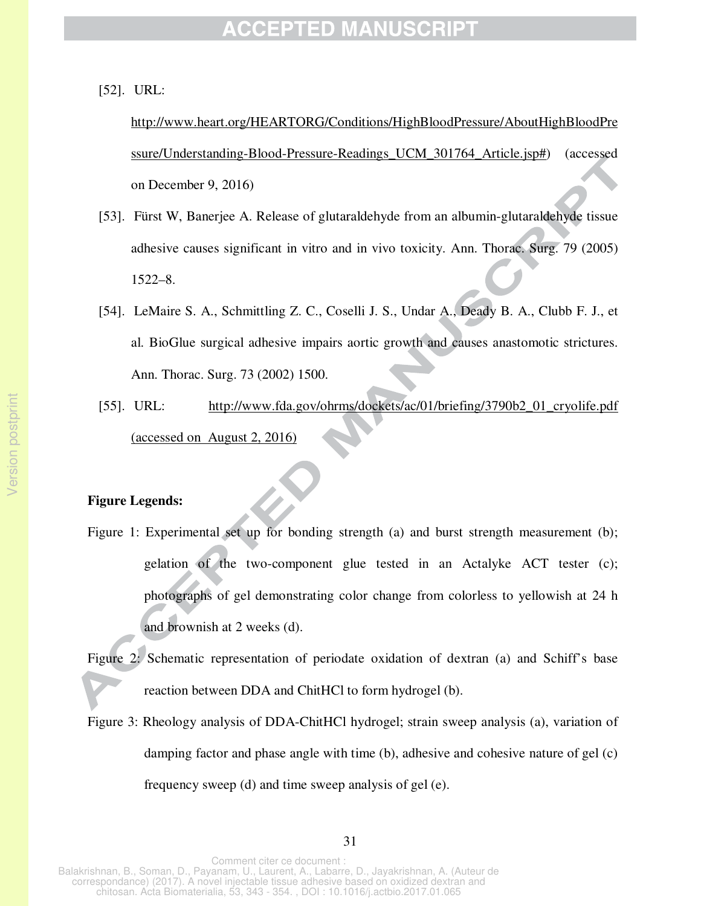[52]. URL: http://www.heart.org/HEARTORG/Conditions/HighBloodPressure/AboutHighBloodPressure/Understanding-Blood-Pressure-Readings_UCM_301764_Article.jsp#) (accessed on December 9, 2016)

[53]. Fürst W, Banerjee A. Release of glutaraldehyde from an albumin-glutaraldehyde tissue adhesive causes significant in vitro and in vivo toxicity. Ann. Thorac. Surg. 79 (2005) 1522–8.

[54]. LeMaire S. A., Schmittling Z. C., Coselli J. S., Undar A., Deady B. A., Clubb F. J., et al. BioGlue surgical adhesive impairs aortic growth and causes anastomotic strictures. Ann. Thorac. Surg. 73 (2002) 1500.

[55]. URL: http://www.fda.gov/ohrms/dockets/ac/01/briefing/3790b2_01_cryolife.pdf (accessed on August 2, 2016)

**Figure Legends:**

Figure 1: Experimental set up for bonding strength (a) and burst strength measurement (b); gelation of the two-component glue tested in an Actalyke ACT tester (c); photographs of gel demonstrating color change from colorless to yellowish at 24 h and brownish at 2 weeks (d).

Figure 2: Schematic representation of periodate oxidation of dextran (a) and Schiff's base reaction between DDA and ChitHCl to form hydrogel (b).

Figure 3: Rheology analysis of DDA-ChitHCl hydrogel; strain sweep analysis (a), variation of damping factor and phase angle with time (b), adhesive and cohesive nature of gel (c) frequency sweep (d) and time sweep analysis of gel (e).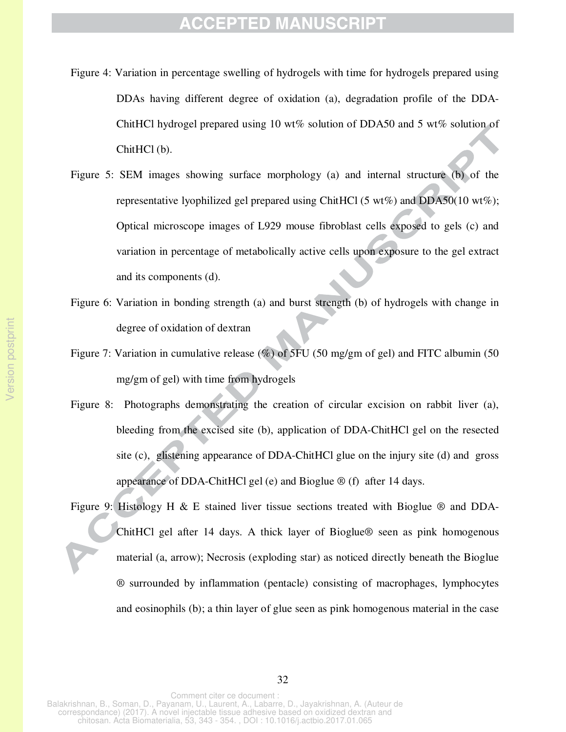Figure 4: Variation in percentage swelling of hydrogels with time for hydrogels prepared using DDAs having different degree of oxidation (a), degradation profile of the DDA-ChitHCl hydrogel prepared using 10 wt% solution of DDA50 and 5 wt% solution of ChitHCl (b).

Figure 5: SEM images showing surface morphology (a) and internal structure (b) of the representative lyophilized gel prepared using ChitHCl (5 wt%) and DDA50(10 wt%); Optical microscope images of L929 mouse fibroblast cells exposed to gels (c) and variation in percentage of metabolically active cells upon exposure to the gel extract and its components (d).

Figure 6: Variation in bonding strength (a) and burst strength (b) of hydrogels with change in degree of oxidation of dextran

Figure 7: Variation in cumulative release (%) of 5FU (50 mg/gm of gel) and FITC albumin (50 mg/gm of gel) with time from hydrogels

Figure 8: Photographs demonstrating the creation of circular excision on rabbit liver (a), bleeding from the excised site (b), application of DDA-ChitHCl gel on the resected site (c), glistening appearance of DDA-ChitHCl glue on the injury site (d) and gross appearance of DDA-ChitHCl gel (e) and Bioglue ® (f) after 14 days.

Figure 9: Histology H & E stained liver tissue sections treated with Bioglue ® and DDA-ChitHCl gel after 14 days. A thick layer of Bioglue® seen as pink homogenous material (a, arrow); Necrosis (exploding star) as noticed directly beneath the Bioglue ® surrounded by inflammation (pentacle) consisting of macrophages, lymphocytes and eosinophils (b); a thin layer of glue seen as pink homogenous material in the case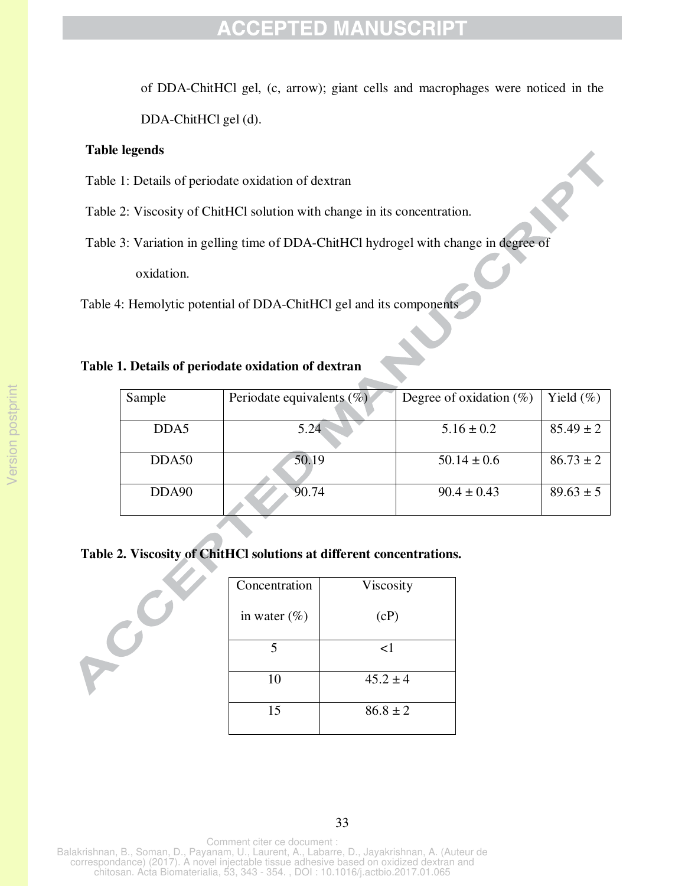of DDA-ChitHCl gel, (c, arrow); giant cells and macrophages were noticed in the DDA-ChitHCl gel (d).

**Table legends**

Table 1: Details of periodate oxidation of dextran

Table 2: Viscosity of ChitHCl solution with change in its concentration.

Table 3: Variation in gelling time of DDA-ChitHCl hydrogel with change in degree of oxidation.

Table 4: Hemolytic potential of DDA-ChitHCl gel and its components

**Table 1. Details of periodate oxidation of dextran**

| Sample | Periodate equivalents (%) | Degree of oxidation (%) | Yield (%) |
|---|---|---|---|
| DDA5 | 5.24 | 5.16 ± 0.2 | 85.49 ± 2 |
| DDA50 | 50.19 | 50.14 ± 0.6 | 86.73 ± 2 |
| DDA90 | 90.74 | 90.4 ± 0.43 | 89.63 ± 5 |

**Table 2. Viscosity of ChitHCl solutions at different concentrations.**

| Concentration in water (%) | Viscosity (cP) |
|---|---|
| 5 | <1 |
| 10 | 45.2 ± 4 |
| 15 | 86.8 ± 2 |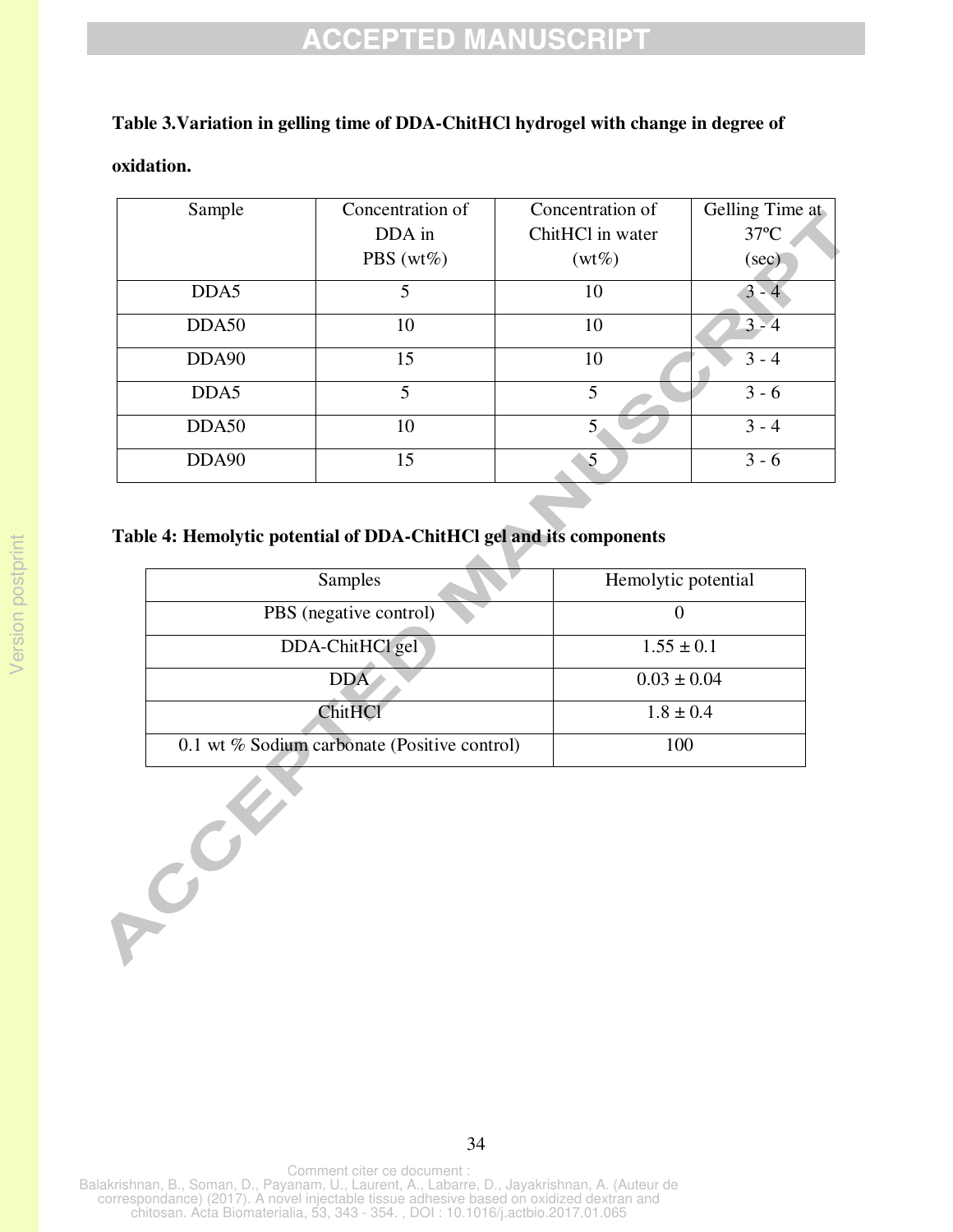**Table 3. Variation in gelling time of DDA-ChitHCl hydrogel with change in degree of oxidation.**

| Sample | Concentration of DDA in PBS (wt%) | Concentration of ChitHCl in water (wt%) | Gelling Time at 37ºC (sec) |
|---|---|---|---|
| DDA5 | 5 | 10 | 3 - 4 |
| DDA50 | 10 | 10 | 3 - 4 |
| DDA90 | 15 | 10 | 3 - 4 |
| DDA5 | 5 | 5 | 3 - 6 |
| DDA50 | 10 | 5 | 3 - 4 |
| DDA90 | 15 | 5 | 3 - 6 |

**Table 4: Hemolytic potential of DDA-ChitHCl gel and its components**

| Samples | Hemolytic potential |
|---|---|
| PBS (negative control) | 0 |
| DDA-ChitHCl gel | $1.55 \pm 0.1$ |
| DDA | $0.03 \pm 0.04$ |
| ChitHCl | $1.8 \pm 0.4$ |
| 0.1 wt % Sodium carbonate (Positive control) | 100 |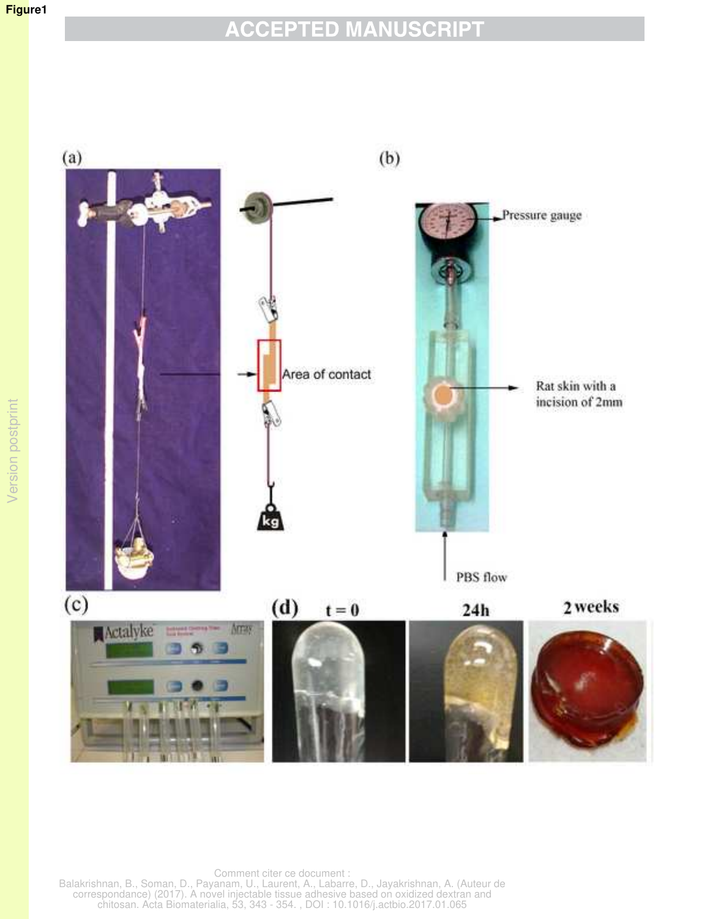Figure1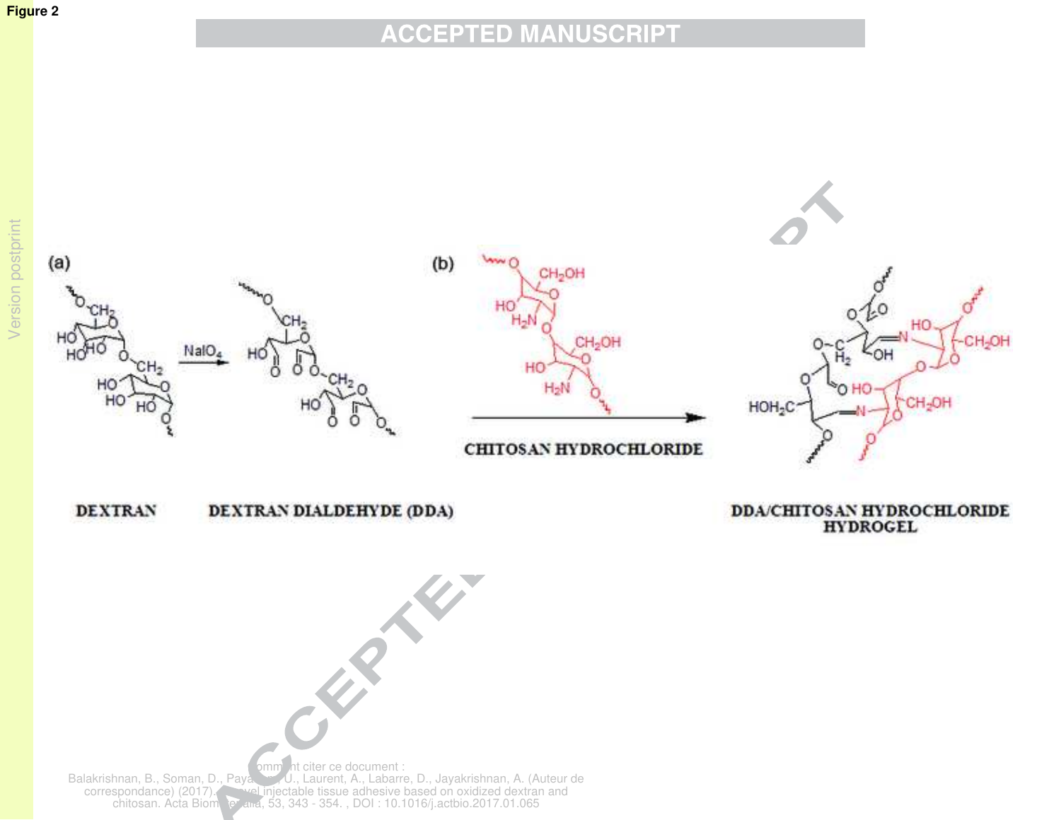Figure 2

(a)

DEXTRAN

$NaIO_4$

DEXTRAN DIALDEHYDE (DDA)

(b)

CHITOSAN HYDROCHLORIDE

DDA/CHITOSAN HYDROCHLORIDE HYDROGEL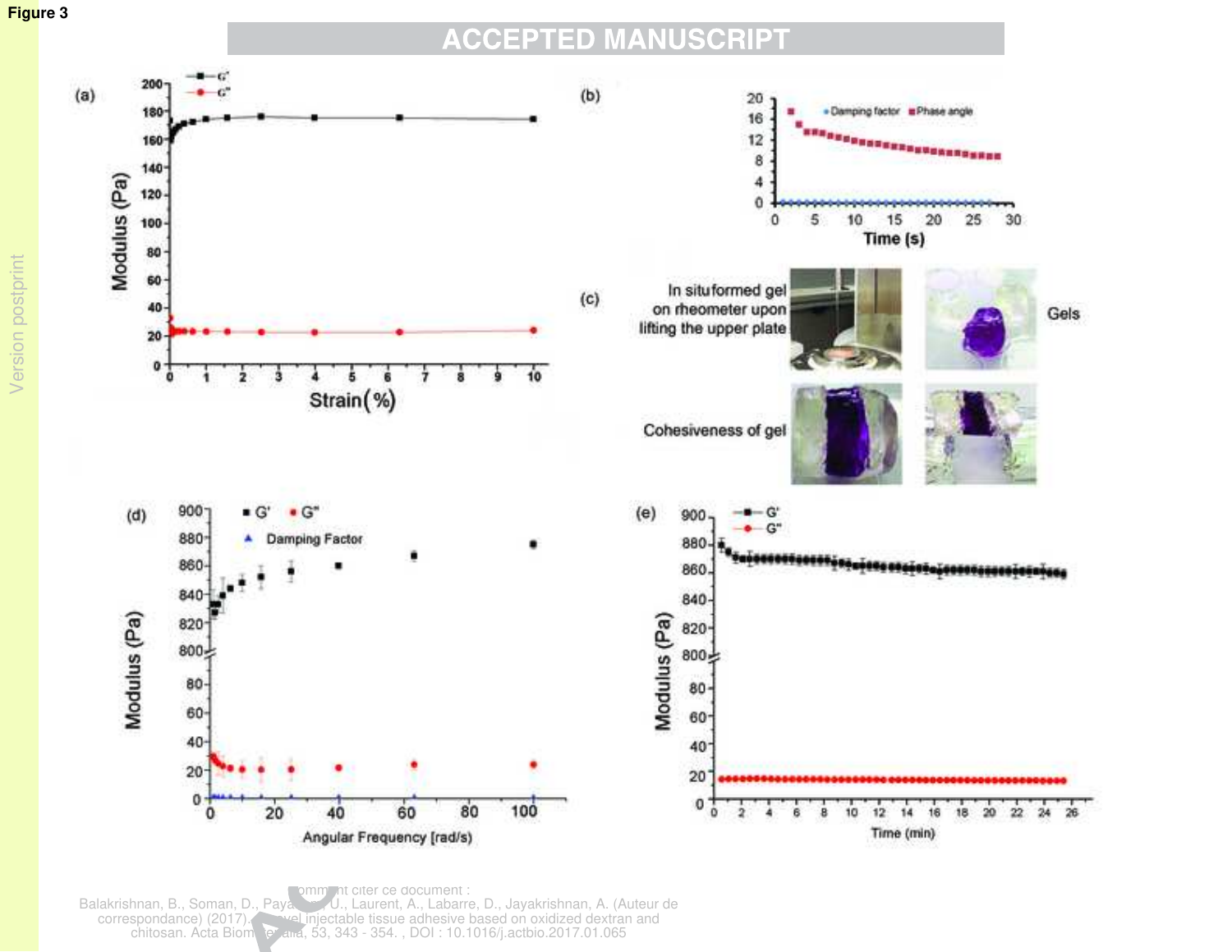Figure 3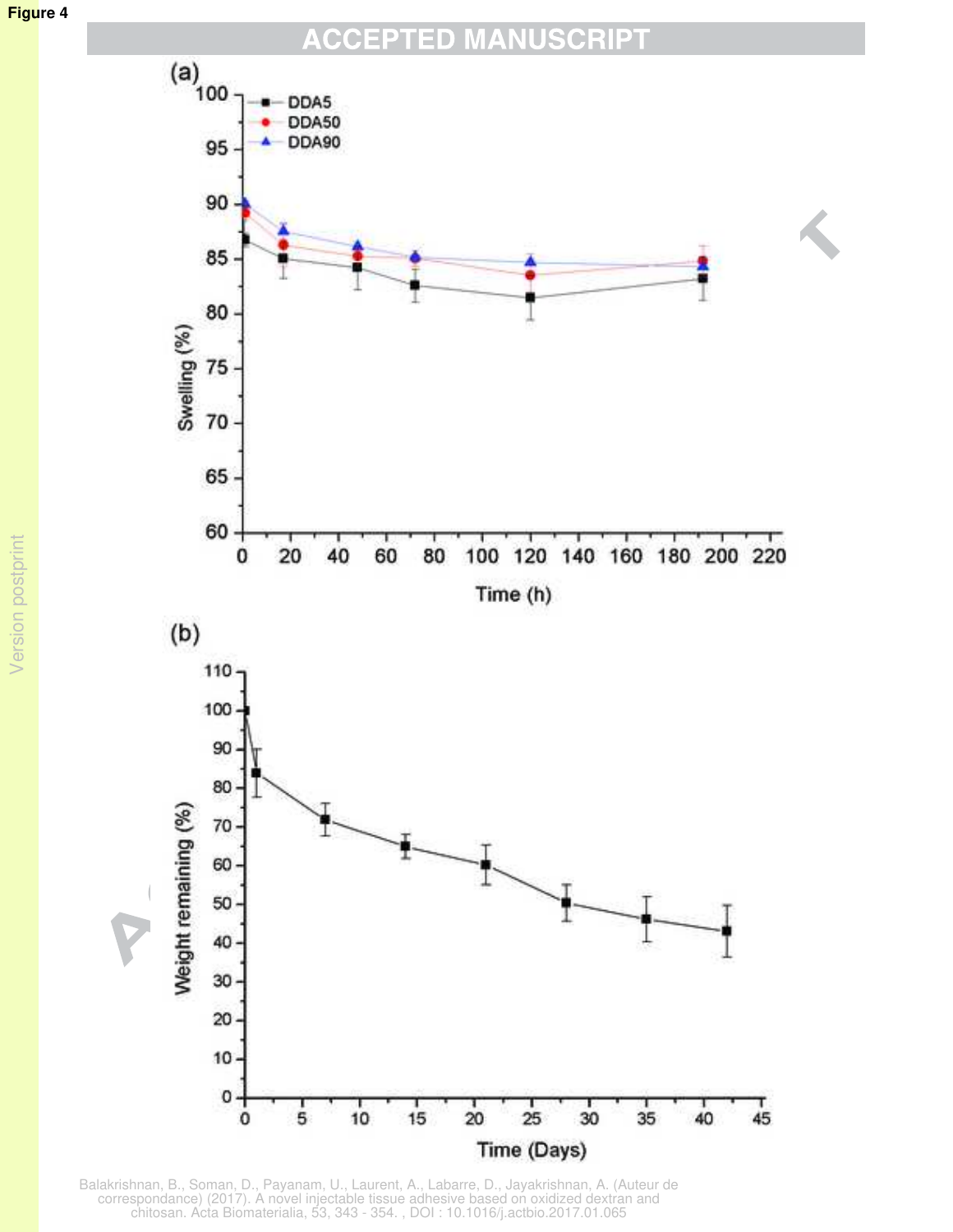Figure 4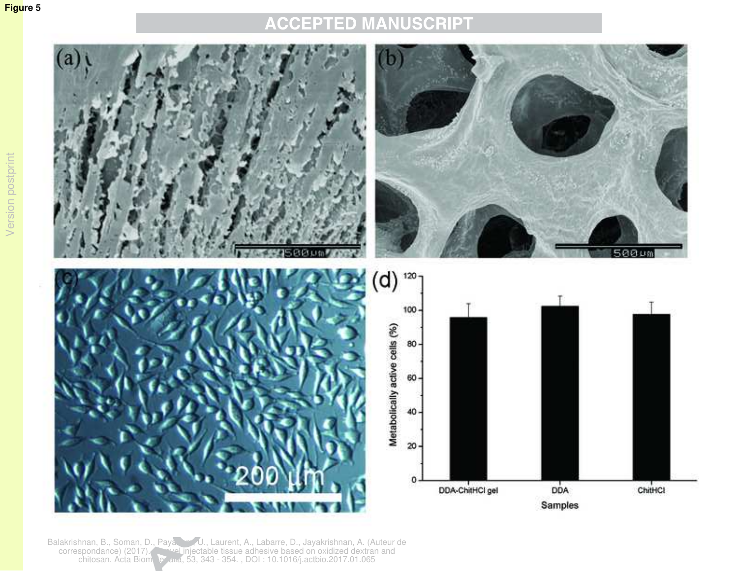Figure 5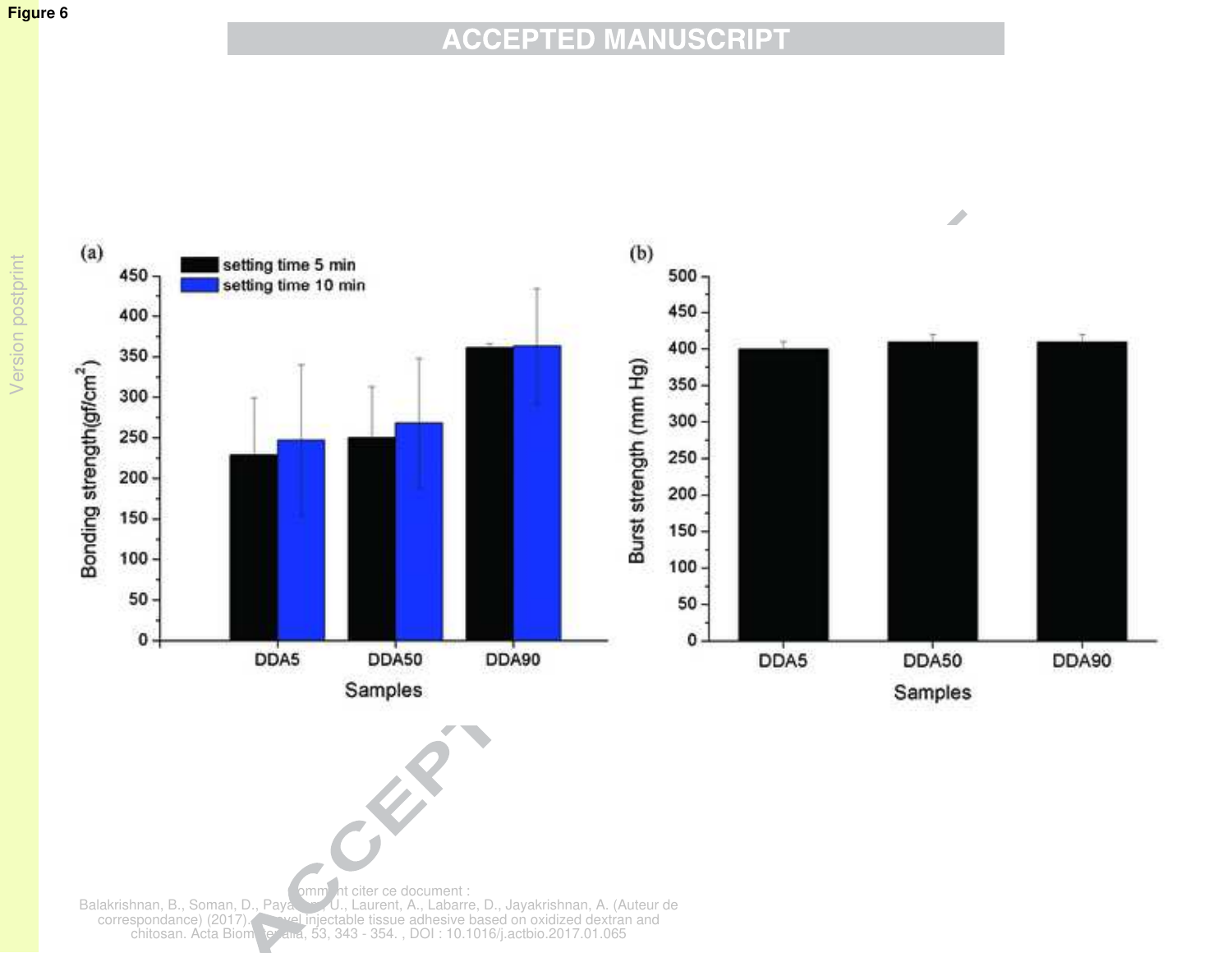Figure 6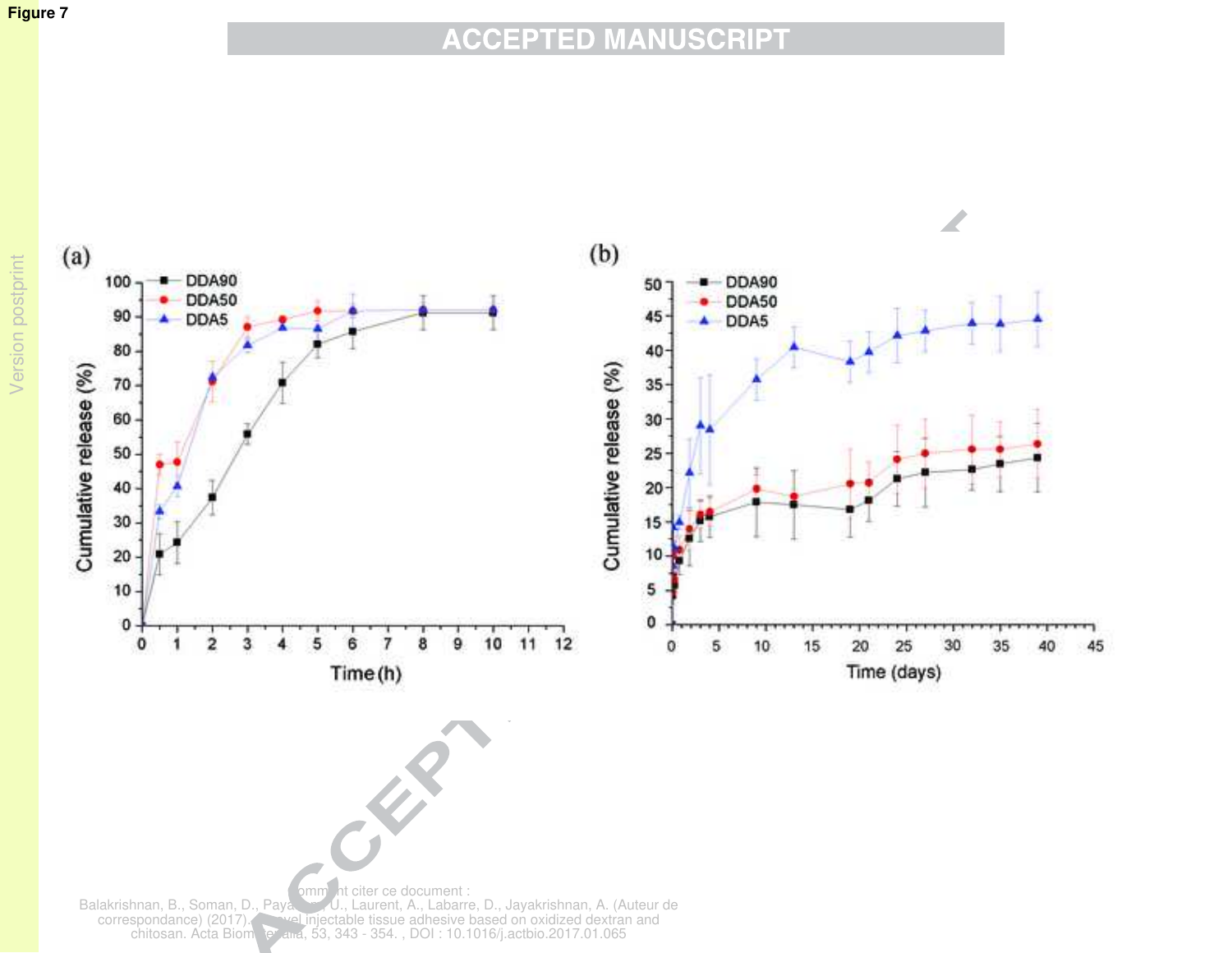Figure 7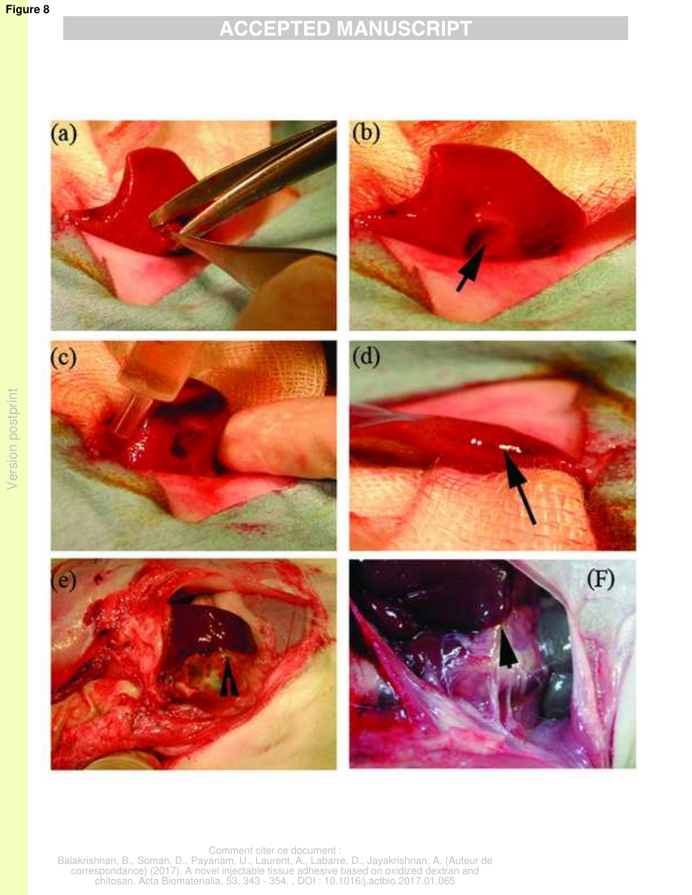Figure 8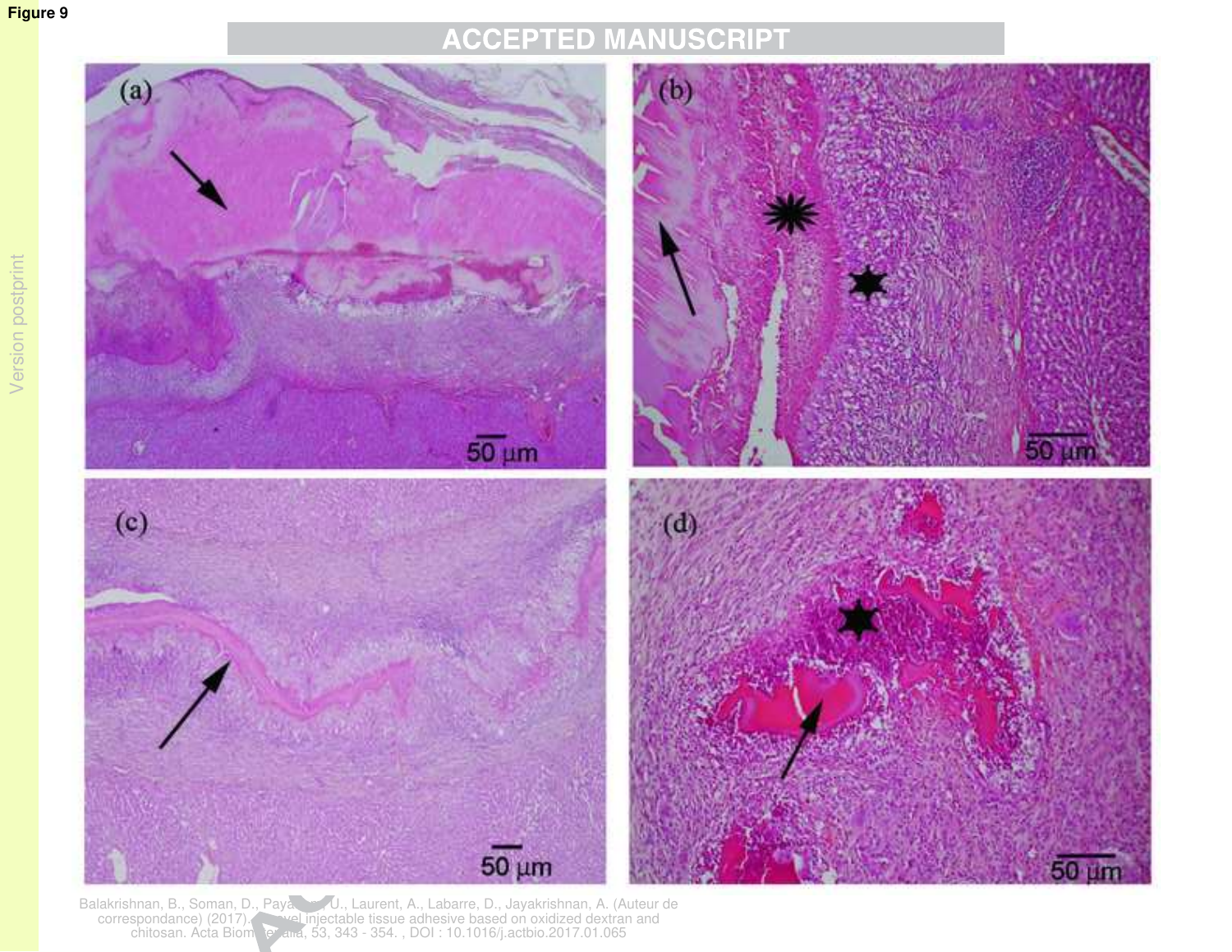Figure 9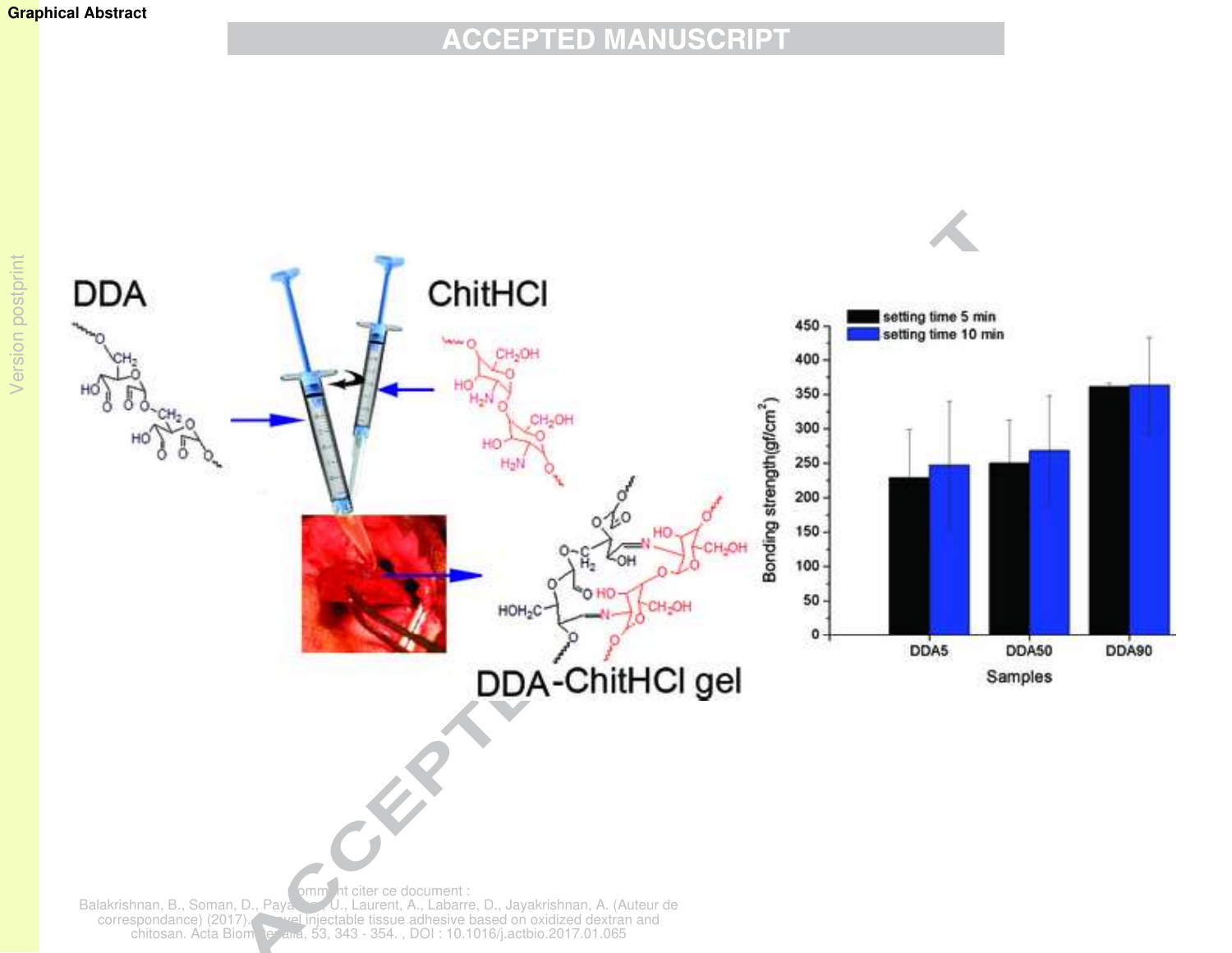Graphical Abstract

DDA

ChitHCl

DDA-ChitHCl gel

| Samples | setting time 5 min | setting time 10 min |
|---|---|---|
| DDA5 | | |
| DDA50 | | |
| DDA90 | | |

Bonding strength($gf/cm^2$)

Comment citer ce document :
Balakrishnan, B., Soman, D., Payanam, U., Laurent, A., Labarre, D., Jayakrishnan, A. (Auteur de correspondance) (2017). A novel injectable tissue adhesive based on oxidized dextran and chitosan. Acta Biomaterialia, 53, 343 - 354. , DOI : 10.1016/j.actbio.2017.01.065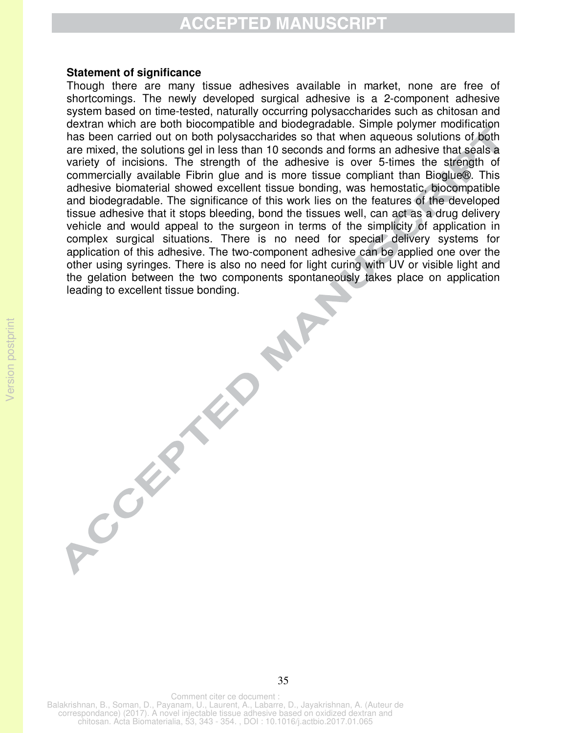**Statement of significance**

Though there are many tissue adhesives available in market, none are free of shortcomings. The newly developed surgical adhesive is a 2-component adhesive system based on time-tested, naturally occurring polysaccharides such as chitosan and dextran which are both biocompatible and biodegradable. Simple polymer modification has been carried out on both polysaccharides so that when aqueous solutions of both are mixed, the solutions gel in less than 10 seconds and forms an adhesive that seals a variety of incisions. The strength of the adhesive is over 5-times the strength of commercially available Fibrin glue and is more tissue compliant than Bioglue®. This adhesive biomaterial showed excellent tissue bonding, was hemostatic, biocompatible and biodegradable. The significance of this work lies on the features of the developed tissue adhesive that it stops bleeding, bond the tissues well, can act as a drug delivery vehicle and would appeal to the surgeon in terms of the simplicity of application in complex surgical situations. There is no need for special delivery systems for application of this adhesive. The two-component adhesive can be applied one over the other using syringes. There is also no need for light curing with UV or visible light and the gelation between the two components spontaneously takes place on application leading to excellent tissue bonding.